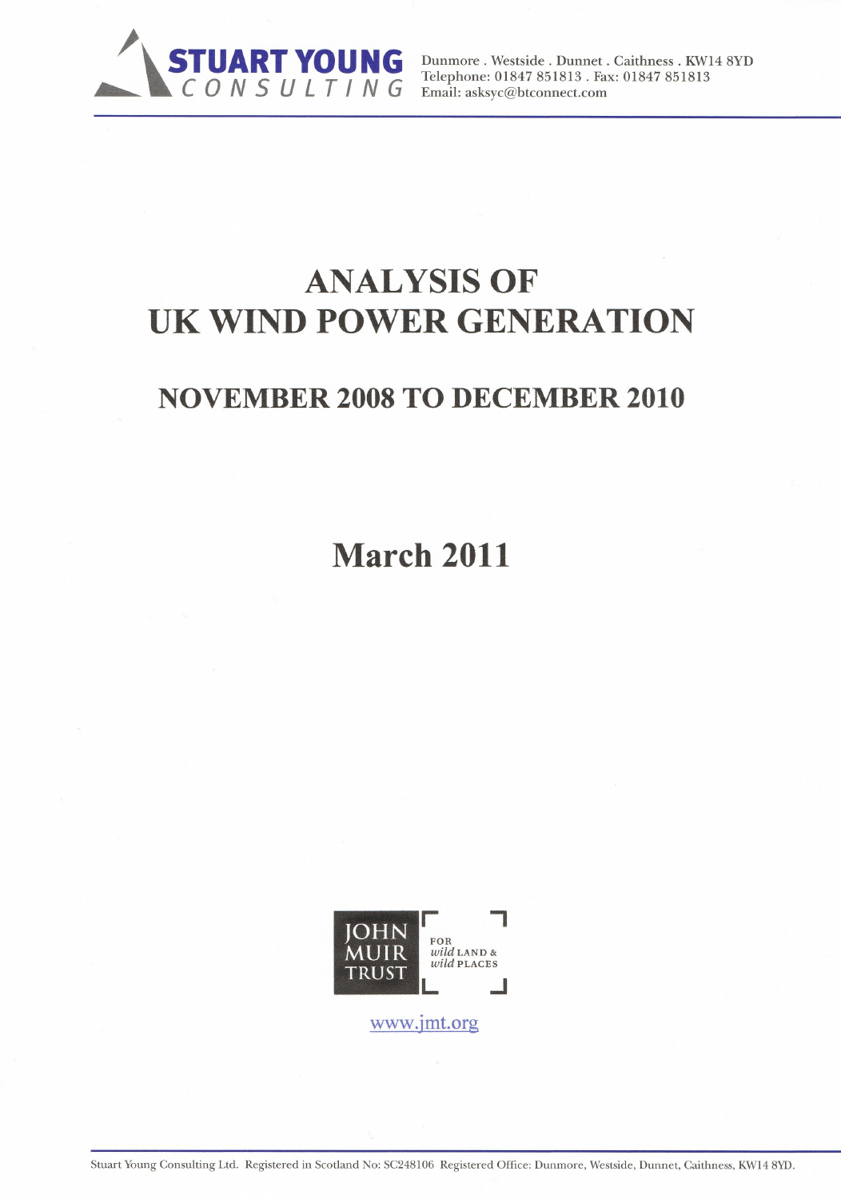**STUART YOUNG** CONSULTING

Dunmore . Westside . Dunnet . Caithness . KW14 8YD
Telephone: 01847 851813 . Fax: 01847 851813
Email: asksyc@btconnect.com

# ANALYSIS OF UK WIND POWER GENERATION

## NOVEMBER 2008 TO DECEMBER 2010

## March 2011

JOHN MUIR TRUST

FOR *wild* LAND & *wild* PLACES

www.jmt.org

Stuart Young Consulting Ltd. Registered in Scotland No: SC248106 Registered Office: Dunmore, Westside, Dunnet, Caithness, KW14 8YD.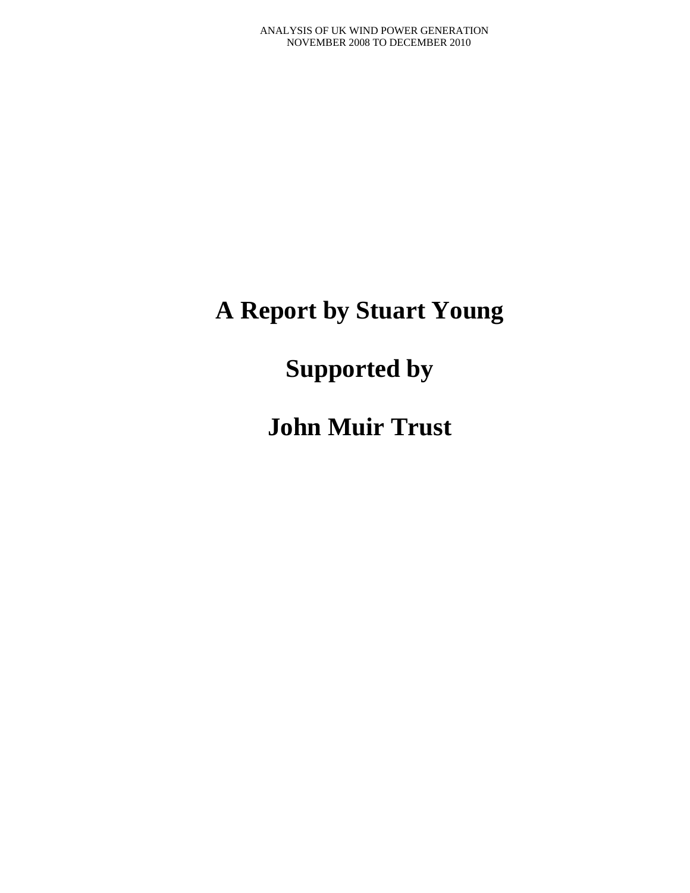# A Report by Stuart Young

# Supported by

# John Muir Trust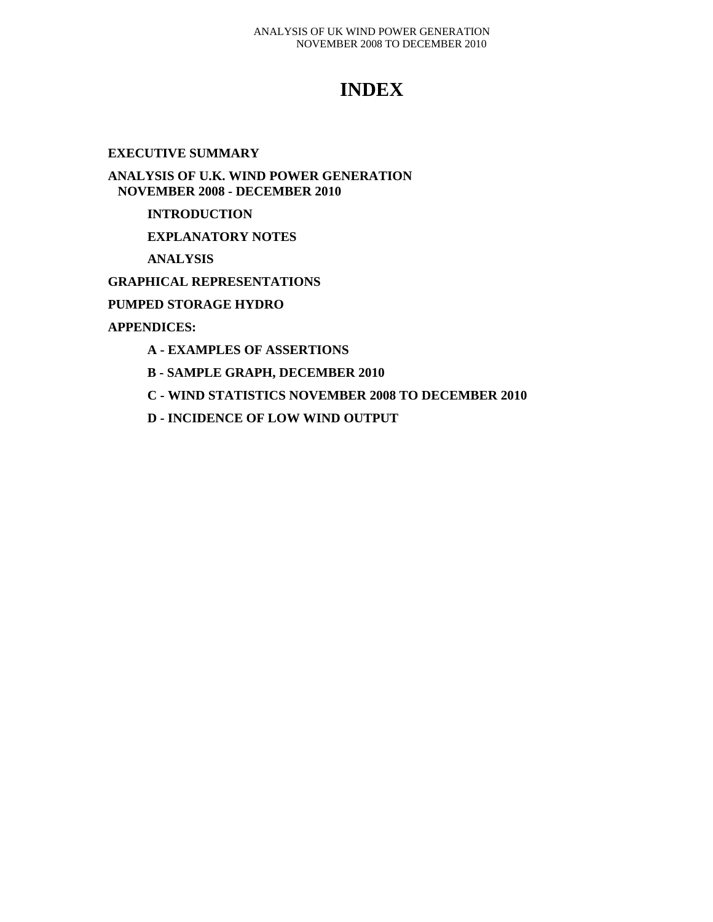# INDEX

**EXECUTIVE SUMMARY**

**ANALYSIS OF U.K. WIND POWER GENERATION NOVEMBER 2008 - DECEMBER 2010**

- **INTRODUCTION**
- **EXPLANATORY NOTES**
- **ANALYSIS**

**GRAPHICAL REPRESENTATIONS**

**PUMPED STORAGE HYDRO**

**APPENDICES:**

- **A - EXAMPLES OF ASSERTIONS**
- **B - SAMPLE GRAPH, DECEMBER 2010**
- **C - WIND STATISTICS NOVEMBER 2008 TO DECEMBER 2010**
- **D - INCIDENCE OF LOW WIND OUTPUT**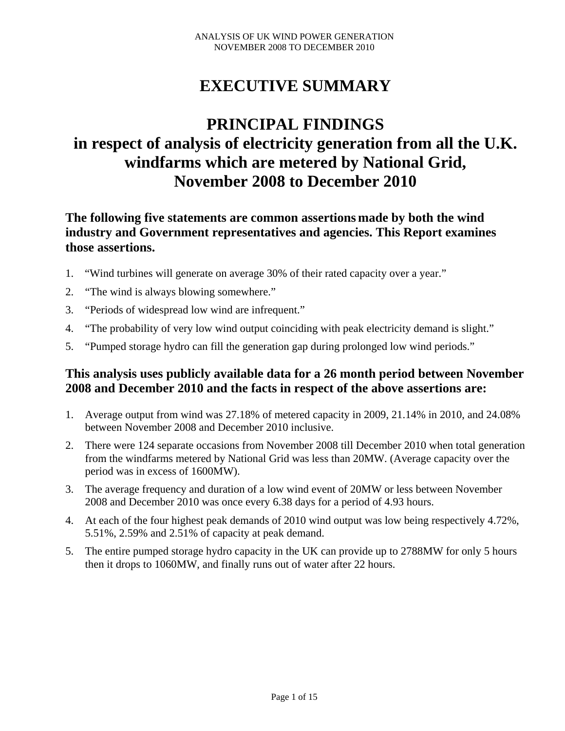# EXECUTIVE SUMMARY

## PRINCIPAL FINDINGS in respect of analysis of electricity generation from all the U.K. windfarms which are metered by National Grid, November 2008 to December 2010

### The following five statements are common assertions made by both the wind industry and Government representatives and agencies. This Report examines those assertions.

1. "Wind turbines will generate on average 30% of their rated capacity over a year."
2. "The wind is always blowing somewhere."
3. "Periods of widespread low wind are infrequent."
4. "The probability of very low wind output coinciding with peak electricity demand is slight."
5. "Pumped storage hydro can fill the generation gap during prolonged low wind periods."

### This analysis uses publicly available data for a 26 month period between November 2008 and December 2010 and the facts in respect of the above assertions are:

1. Average output from wind was 27.18% of metered capacity in 2009, 21.14% in 2010, and 24.08% between November 2008 and December 2010 inclusive.
2. There were 124 separate occasions from November 2008 till December 2010 when total generation from the windfarms metered by National Grid was less than 20MW. (Average capacity over the period was in excess of 1600MW).
3. The average frequency and duration of a low wind event of 20MW or less between November 2008 and December 2010 was once every 6.38 days for a period of 4.93 hours.
4. At each of the four highest peak demands of 2010 wind output was low being respectively 4.72%, 5.51%, 2.59% and 2.51% of capacity at peak demand.
5. The entire pumped storage hydro capacity in the UK can provide up to 2788MW for only 5 hours then it drops to 1060MW, and finally runs out of water after 22 hours.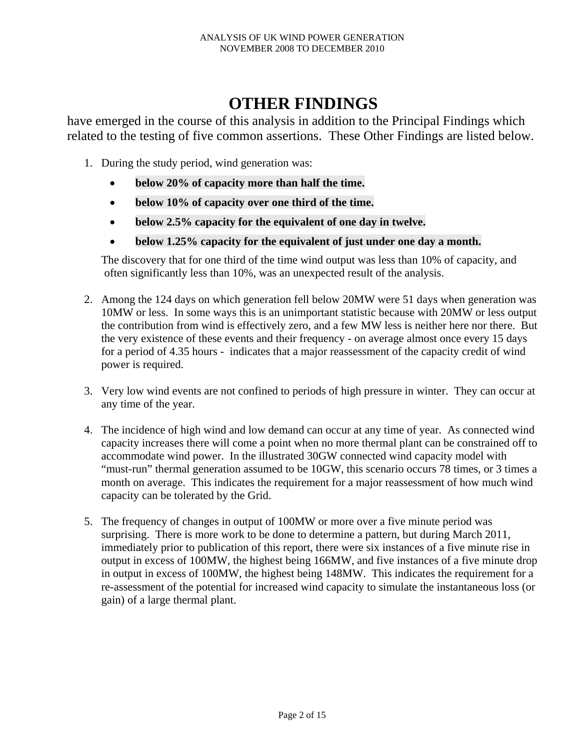# OTHER FINDINGS

have emerged in the course of this analysis in addition to the Principal Findings which related to the testing of five common assertions. These Other Findings are listed below.

1. During the study period, wind generation was:

   - **below 20% of capacity more than half the time.**
   - **below 10% of capacity over one third of the time.**
   - **below 2.5% capacity for the equivalent of one day in twelve.**
   - **below 1.25% capacity for the equivalent of just under one day a month.**

   The discovery that for one third of the time wind output was less than 10% of capacity, and often significantly less than 10%, was an unexpected result of the analysis.

2. Among the 124 days on which generation fell below 20MW were 51 days when generation was 10MW or less. In some ways this is an unimportant statistic because with 20MW or less output the contribution from wind is effectively zero, and a few MW less is neither here nor there. But the very existence of these events and their frequency - on average almost once every 15 days for a period of 4.35 hours - indicates that a major reassessment of the capacity credit of wind power is required.

3. Very low wind events are not confined to periods of high pressure in winter. They can occur at any time of the year.

4. The incidence of high wind and low demand can occur at any time of year. As connected wind capacity increases there will come a point when no more thermal plant can be constrained off to accommodate wind power. In the illustrated 30GW connected wind capacity model with "must-run" thermal generation assumed to be 10GW, this scenario occurs 78 times, or 3 times a month on average. This indicates the requirement for a major reassessment of how much wind capacity can be tolerated by the Grid.

5. The frequency of changes in output of 100MW or more over a five minute period was surprising. There is more work to be done to determine a pattern, but during March 2011, immediately prior to publication of this report, there were six instances of a five minute rise in output in excess of 100MW, the highest being 166MW, and five instances of a five minute drop in output in excess of 100MW, the highest being 148MW. This indicates the requirement for a re-assessment of the potential for increased wind capacity to simulate the instantaneous loss (or gain) of a large thermal plant.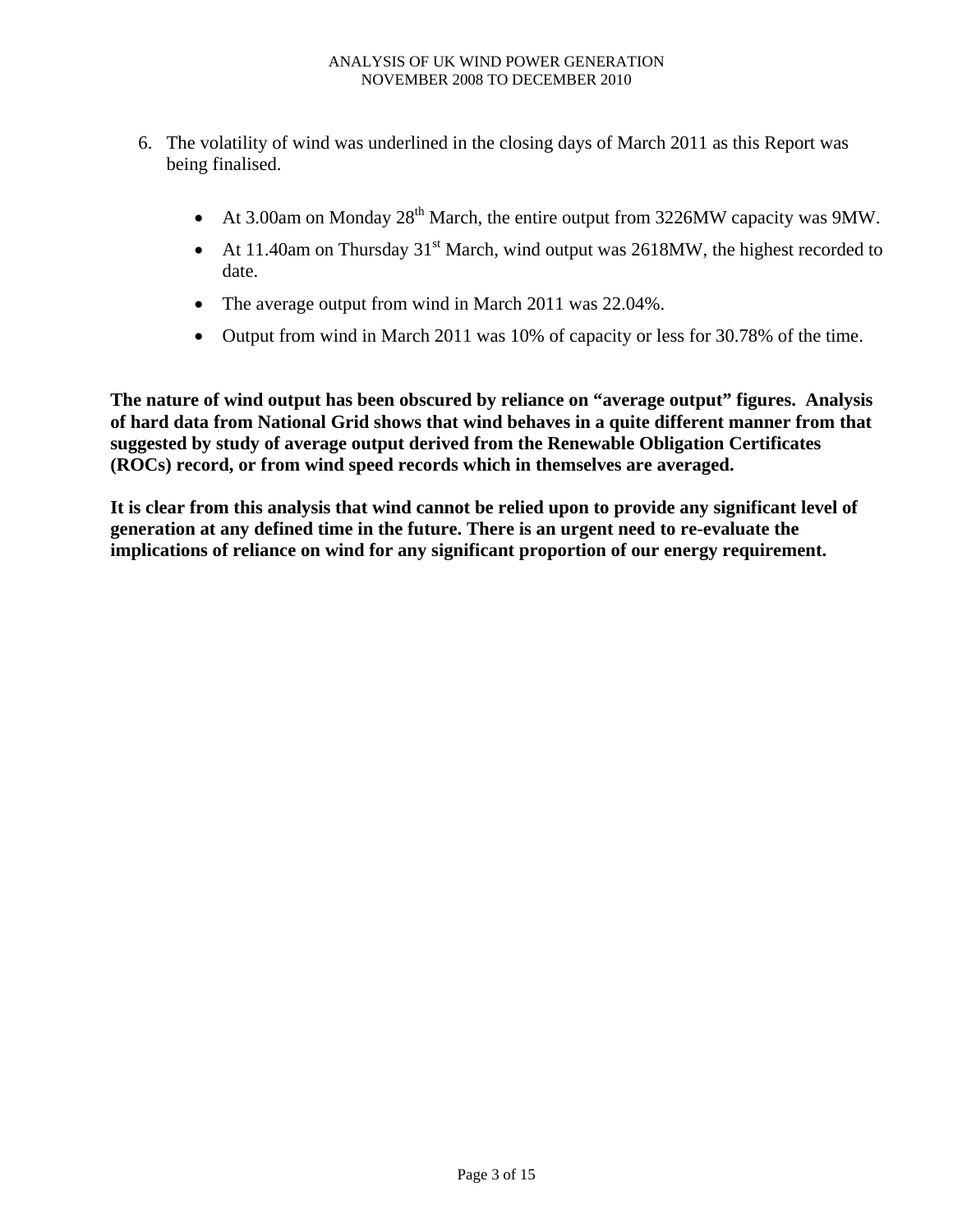6. The volatility of wind was underlined in the closing days of March 2011 as this Report was being finalised.

    - At 3.00am on Monday 28th March, the entire output from 3226MW capacity was 9MW.
    - At 11.40am on Thursday 31st March, wind output was 2618MW, the highest recorded to date.
    - The average output from wind in March 2011 was 22.04%.
    - Output from wind in March 2011 was 10% of capacity or less for 30.78% of the time.

**The nature of wind output has been obscured by reliance on "average output" figures. Analysis of hard data from National Grid shows that wind behaves in a quite different manner from that suggested by study of average output derived from the Renewable Obligation Certificates (ROCs) record, or from wind speed records which in themselves are averaged.**

**It is clear from this analysis that wind cannot be relied upon to provide any significant level of generation at any defined time in the future. There is an urgent need to re-evaluate the implications of reliance on wind for any significant proportion of our energy requirement.**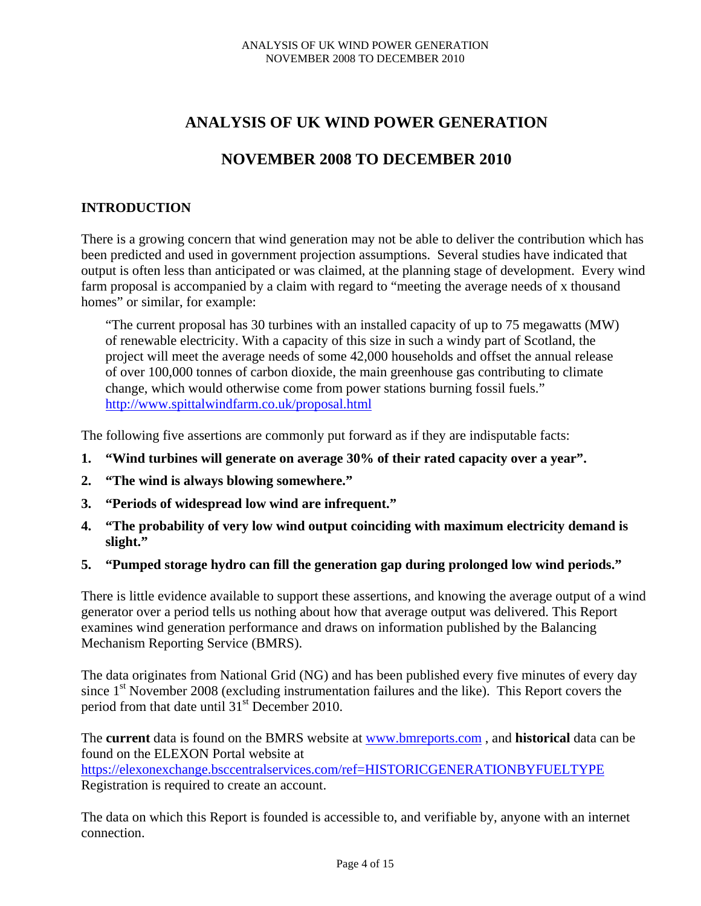# ANALYSIS OF UK WIND POWER GENERATION

# NOVEMBER 2008 TO DECEMBER 2010

## INTRODUCTION

There is a growing concern that wind generation may not be able to deliver the contribution which has been predicted and used in government projection assumptions. Several studies have indicated that output is often less than anticipated or was claimed, at the planning stage of development. Every wind farm proposal is accompanied by a claim with regard to "meeting the average needs of x thousand homes" or similar, for example:

> "The current proposal has 30 turbines with an installed capacity of up to 75 megawatts (MW) of renewable electricity. With a capacity of this size in such a windy part of Scotland, the project will meet the average needs of some 42,000 households and offset the annual release of over 100,000 tonnes of carbon dioxide, the main greenhouse gas contributing to climate change, which would otherwise come from power stations burning fossil fuels."
> http://www.spittalwindfarm.co.uk/proposal.html

The following five assertions are commonly put forward as if they are indisputable facts:

1. **"Wind turbines will generate on average 30% of their rated capacity over a year".**
2. **"The wind is always blowing somewhere."**
3. **"Periods of widespread low wind are infrequent."**
4. **"The probability of very low wind output coinciding with maximum electricity demand is slight."**
5. **"Pumped storage hydro can fill the generation gap during prolonged low wind periods."**

There is little evidence available to support these assertions, and knowing the average output of a wind generator over a period tells us nothing about how that average output was delivered. This Report examines wind generation performance and draws on information published by the Balancing Mechanism Reporting Service (BMRS).

The data originates from National Grid (NG) and has been published every five minutes of every day since 1st November 2008 (excluding instrumentation failures and the like). This Report covers the period from that date until 31st December 2010.

The **current** data is found on the BMRS website at www.bmreports.com , and **historical** data can be found on the ELEXON Portal website at https://elexonexchange.bsccentralservices.com/ref=HISTORICGENERATIONBYFUELTYPE Registration is required to create an account.

The data on which this Report is founded is accessible to, and verifiable by, anyone with an internet connection.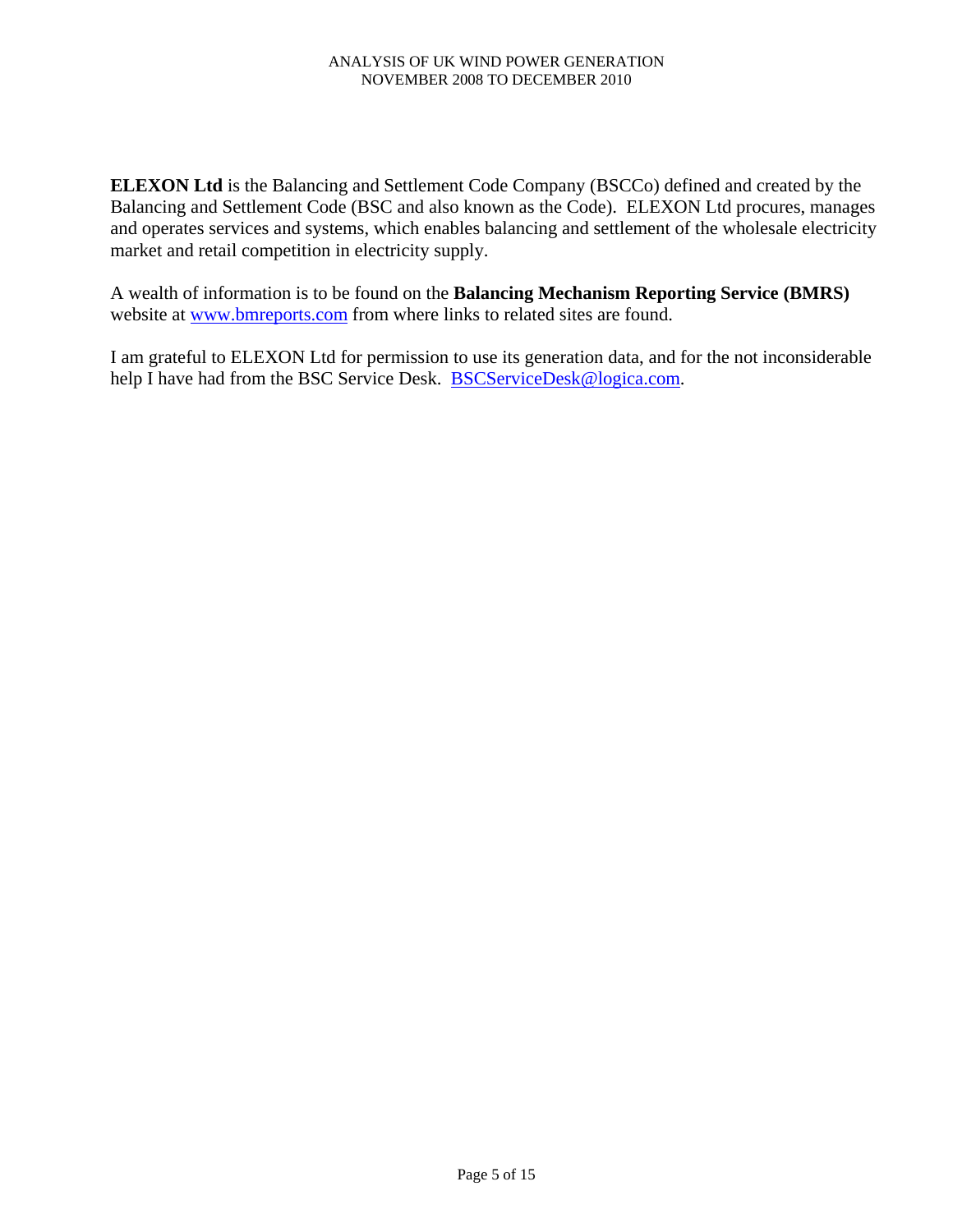**ELEXON Ltd** is the Balancing and Settlement Code Company (BSCCo) defined and created by the Balancing and Settlement Code (BSC and also known as the Code). ELEXON Ltd procures, manages and operates services and systems, which enables balancing and settlement of the wholesale electricity market and retail competition in electricity supply.

A wealth of information is to be found on the **Balancing Mechanism Reporting Service (BMRS)** website at [www.bmreports.com](http://www.bmreports.com) from where links to related sites are found.

I am grateful to ELEXON Ltd for permission to use its generation data, and for the not inconsiderable help I have had from the BSC Service Desk. [BSCServiceDesk@logica.com](mailto:BSCServiceDesk@logica.com).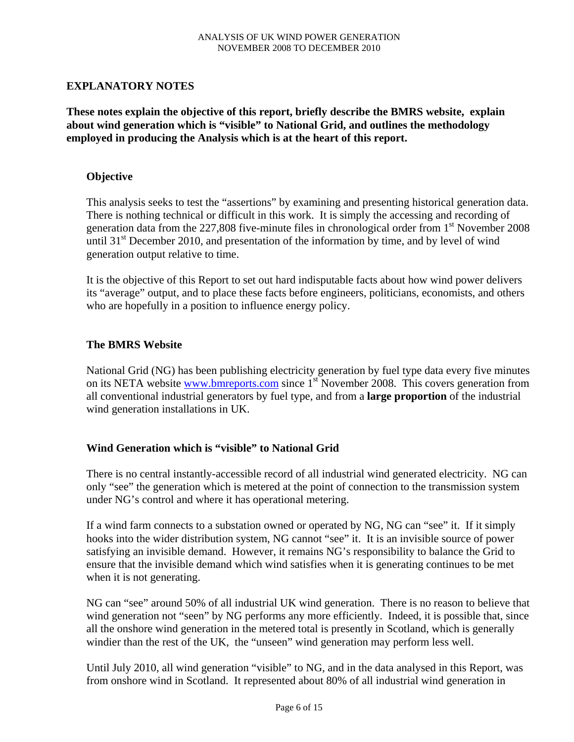## EXPLANATORY NOTES

**These notes explain the objective of this report, briefly describe the BMRS website, explain about wind generation which is "visible" to National Grid, and outlines the methodology employed in producing the Analysis which is at the heart of this report.**

### Objective

This analysis seeks to test the "assertions" by examining and presenting historical generation data. There is nothing technical or difficult in this work. It is simply the accessing and recording of generation data from the 227,808 five-minute files in chronological order from 1st November 2008 until 31st December 2010, and presentation of the information by time, and by level of wind generation output relative to time.

It is the objective of this Report to set out hard indisputable facts about how wind power delivers its "average" output, and to place these facts before engineers, politicians, economists, and others who are hopefully in a position to influence energy policy.

### The BMRS Website

National Grid (NG) has been publishing electricity generation by fuel type data every five minutes on its NETA website [www.bmreports.com](http://www.bmreports.com) since 1st November 2008. This covers generation from all conventional industrial generators by fuel type, and from a **large proportion** of the industrial wind generation installations in UK.

### Wind Generation which is "visible" to National Grid

There is no central instantly-accessible record of all industrial wind generated electricity. NG can only "see" the generation which is metered at the point of connection to the transmission system under NG's control and where it has operational metering.

If a wind farm connects to a substation owned or operated by NG, NG can "see" it. If it simply hooks into the wider distribution system, NG cannot "see" it. It is an invisible source of power satisfying an invisible demand. However, it remains NG's responsibility to balance the Grid to ensure that the invisible demand which wind satisfies when it is generating continues to be met when it is not generating.

NG can "see" around 50% of all industrial UK wind generation. There is no reason to believe that wind generation not "seen" by NG performs any more efficiently. Indeed, it is possible that, since all the onshore wind generation in the metered total is presently in Scotland, which is generally windier than the rest of the UK, the "unseen" wind generation may perform less well.

Until July 2010, all wind generation "visible" to NG, and in the data analysed in this Report, was from onshore wind in Scotland. It represented about 80% of all industrial wind generation in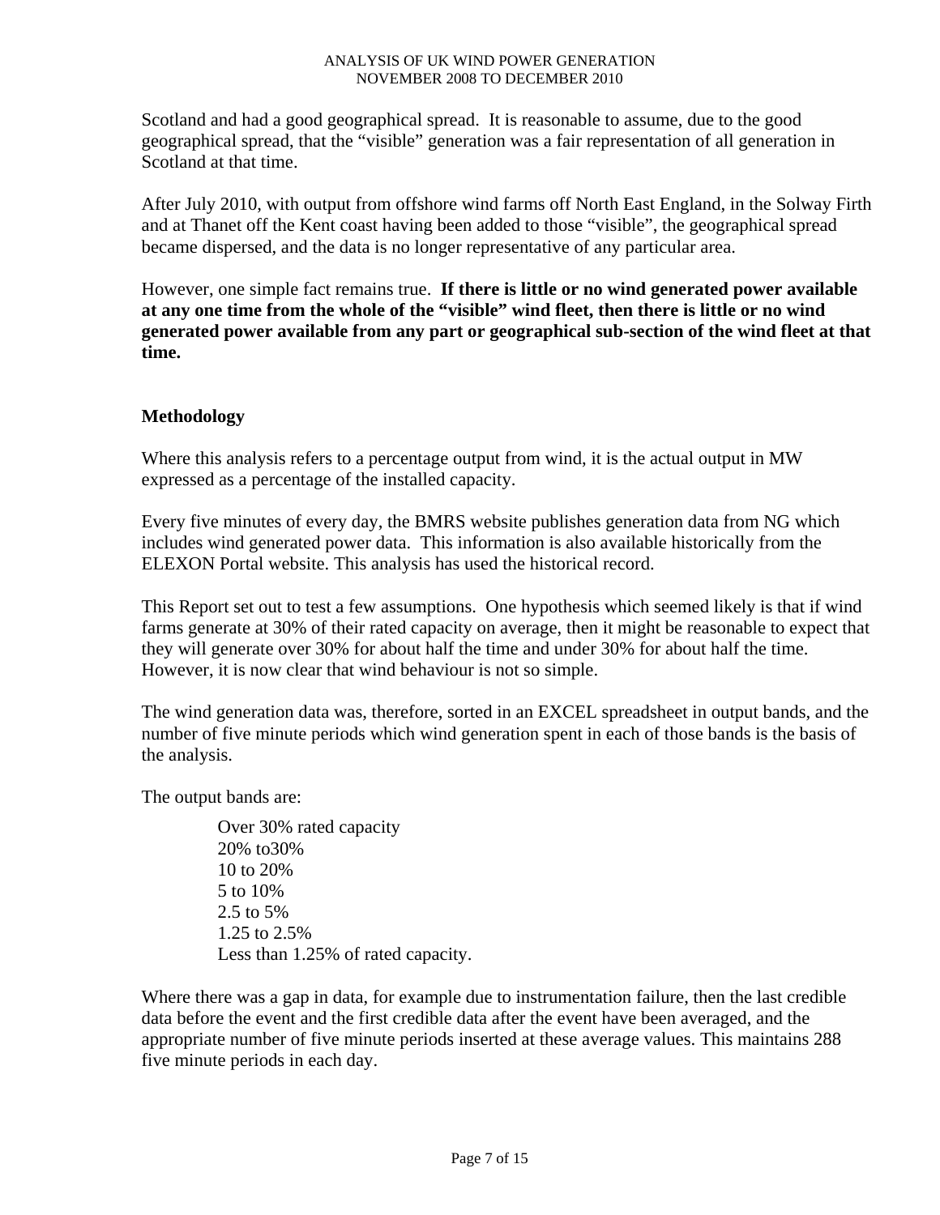Scotland and had a good geographical spread. It is reasonable to assume, due to the good geographical spread, that the "visible" generation was a fair representation of all generation in Scotland at that time.

After July 2010, with output from offshore wind farms off North East England, in the Solway Firth and at Thanet off the Kent coast having been added to those "visible", the geographical spread became dispersed, and the data is no longer representative of any particular area.

However, one simple fact remains true. **If there is little or no wind generated power available at any one time from the whole of the "visible" wind fleet, then there is little or no wind generated power available from any part or geographical sub-section of the wind fleet at that time.**

## Methodology

Where this analysis refers to a percentage output from wind, it is the actual output in MW expressed as a percentage of the installed capacity.

Every five minutes of every day, the BMRS website publishes generation data from NG which includes wind generated power data. This information is also available historically from the ELEXON Portal website. This analysis has used the historical record.

This Report set out to test a few assumptions. One hypothesis which seemed likely is that if wind farms generate at 30% of their rated capacity on average, then it might be reasonable to expect that they will generate over 30% for about half the time and under 30% for about half the time. However, it is now clear that wind behaviour is not so simple.

The wind generation data was, therefore, sorted in an EXCEL spreadsheet in output bands, and the number of five minute periods which wind generation spent in each of those bands is the basis of the analysis.

The output bands are:

- Over 30% rated capacity
- 20% to30%
- 10 to 20%
- 5 to 10%
- 2.5 to 5%
- 1.25 to 2.5%
- Less than 1.25% of rated capacity.

Where there was a gap in data, for example due to instrumentation failure, then the last credible data before the event and the first credible data after the event have been averaged, and the appropriate number of five minute periods inserted at these average values. This maintains 288 five minute periods in each day.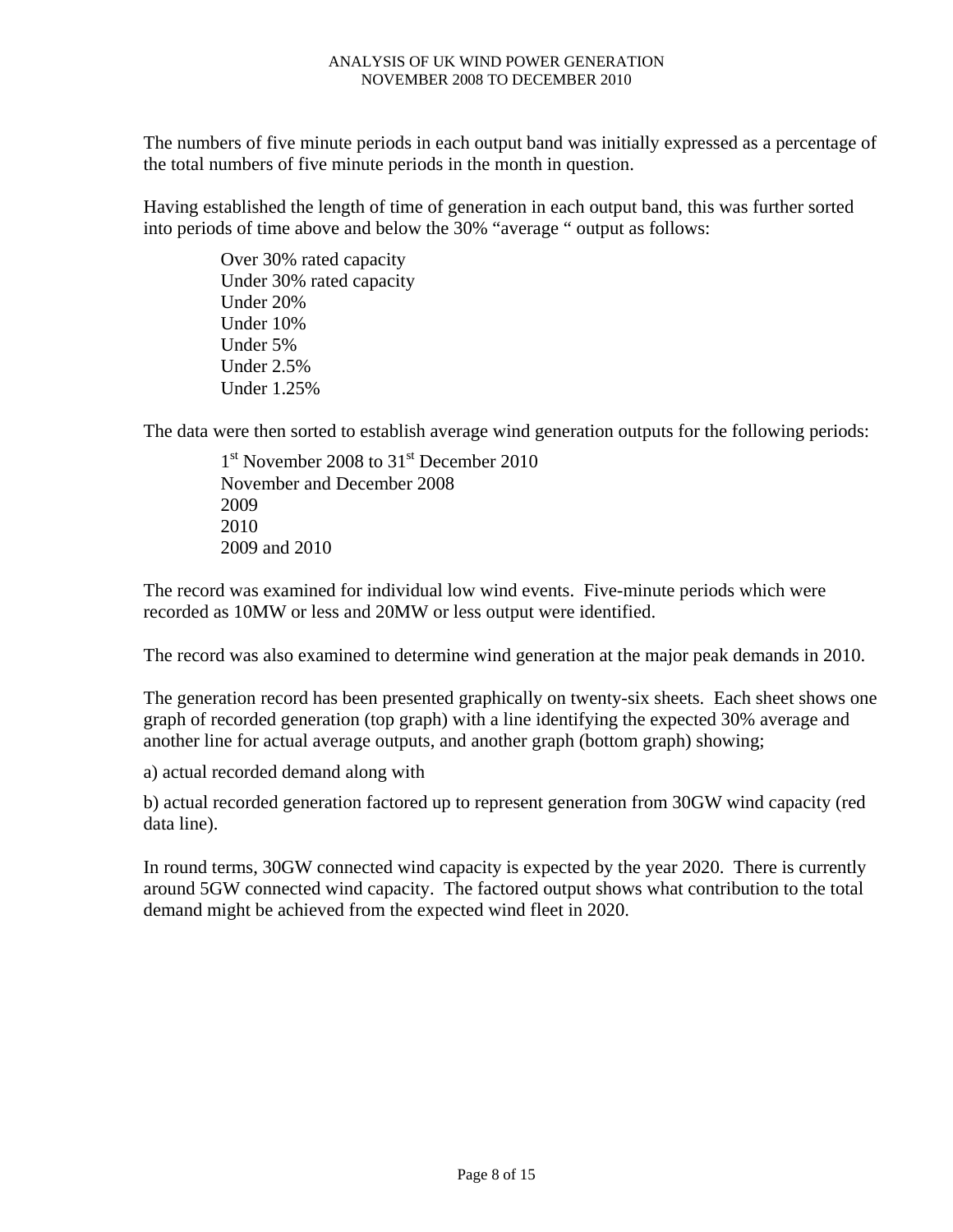The numbers of five minute periods in each output band was initially expressed as a percentage of the total numbers of five minute periods in the month in question.

Having established the length of time of generation in each output band, this was further sorted into periods of time above and below the 30% "average " output as follows:

> Over 30% rated capacity
> Under 30% rated capacity
> Under 20%
> Under 10%
> Under 5%
> Under 2.5%
> Under 1.25%

The data were then sorted to establish average wind generation outputs for the following periods:

> 1st November 2008 to 31st December 2010
> November and December 2008
> 2009
> 2010
> 2009 and 2010

The record was examined for individual low wind events. Five-minute periods which were recorded as 10MW or less and 20MW or less output were identified.

The record was also examined to determine wind generation at the major peak demands in 2010.

The generation record has been presented graphically on twenty-six sheets. Each sheet shows one graph of recorded generation (top graph) with a line identifying the expected 30% average and another line for actual average outputs, and another graph (bottom graph) showing;

a) actual recorded demand along with

b) actual recorded generation factored up to represent generation from 30GW wind capacity (red data line).

In round terms, 30GW connected wind capacity is expected by the year 2020. There is currently around 5GW connected wind capacity. The factored output shows what contribution to the total demand might be achieved from the expected wind fleet in 2020.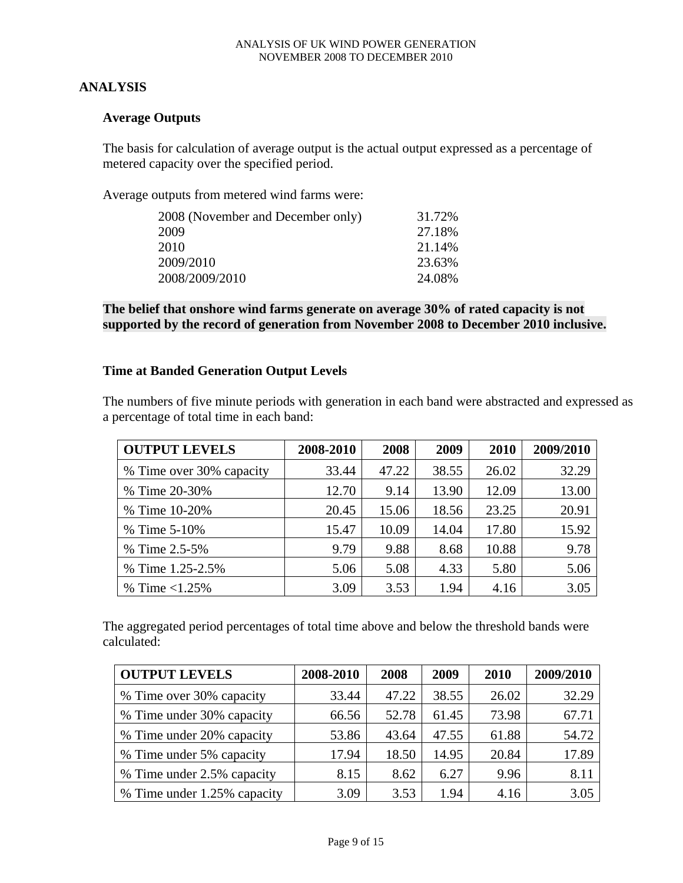## ANALYSIS

### Average Outputs

The basis for calculation of average output is the actual output expressed as a percentage of metered capacity over the specified period.

Average outputs from metered wind farms were:

| | |
|---|---|
| 2008 (November and December only) | 31.72% |
| 2009 | 27.18% |
| 2010 | 21.14% |
| 2009/2010 | 23.63% |
| 2008/2009/2010 | 24.08% |

**The belief that onshore wind farms generate on average 30% of rated capacity is not supported by the record of generation from November 2008 to December 2010 inclusive.**

### Time at Banded Generation Output Levels

The numbers of five minute periods with generation in each band were abstracted and expressed as a percentage of total time in each band:

| OUTPUT LEVELS | 2008-2010 | 2008 | 2009 | 2010 | 2009/2010 |
|---|---|---|---|---|---|
| % Time over 30% capacity | 33.44 | 47.22 | 38.55 | 26.02 | 32.29 |
| % Time 20-30% | 12.70 | 9.14 | 13.90 | 12.09 | 13.00 |
| % Time 10-20% | 20.45 | 15.06 | 18.56 | 23.25 | 20.91 |
| % Time 5-10% | 15.47 | 10.09 | 14.04 | 17.80 | 15.92 |
| % Time 2.5-5% | 9.79 | 9.88 | 8.68 | 10.88 | 9.78 |
| % Time 1.25-2.5% | 5.06 | 5.08 | 4.33 | 5.80 | 5.06 |
| % Time <1.25% | 3.09 | 3.53 | 1.94 | 4.16 | 3.05 |

The aggregated period percentages of total time above and below the threshold bands were calculated:

| OUTPUT LEVELS | 2008-2010 | 2008 | 2009 | 2010 | 2009/2010 |
|---|---|---|---|---|---|
| % Time over 30% capacity | 33.44 | 47.22 | 38.55 | 26.02 | 32.29 |
| % Time under 30% capacity | 66.56 | 52.78 | 61.45 | 73.98 | 67.71 |
| % Time under 20% capacity | 53.86 | 43.64 | 47.55 | 61.88 | 54.72 |
| % Time under 5% capacity | 17.94 | 18.50 | 14.95 | 20.84 | 17.89 |
| % Time under 2.5% capacity | 8.15 | 8.62 | 6.27 | 9.96 | 8.11 |
| % Time under 1.25% capacity | 3.09 | 3.53 | 1.94 | 4.16 | 3.05 |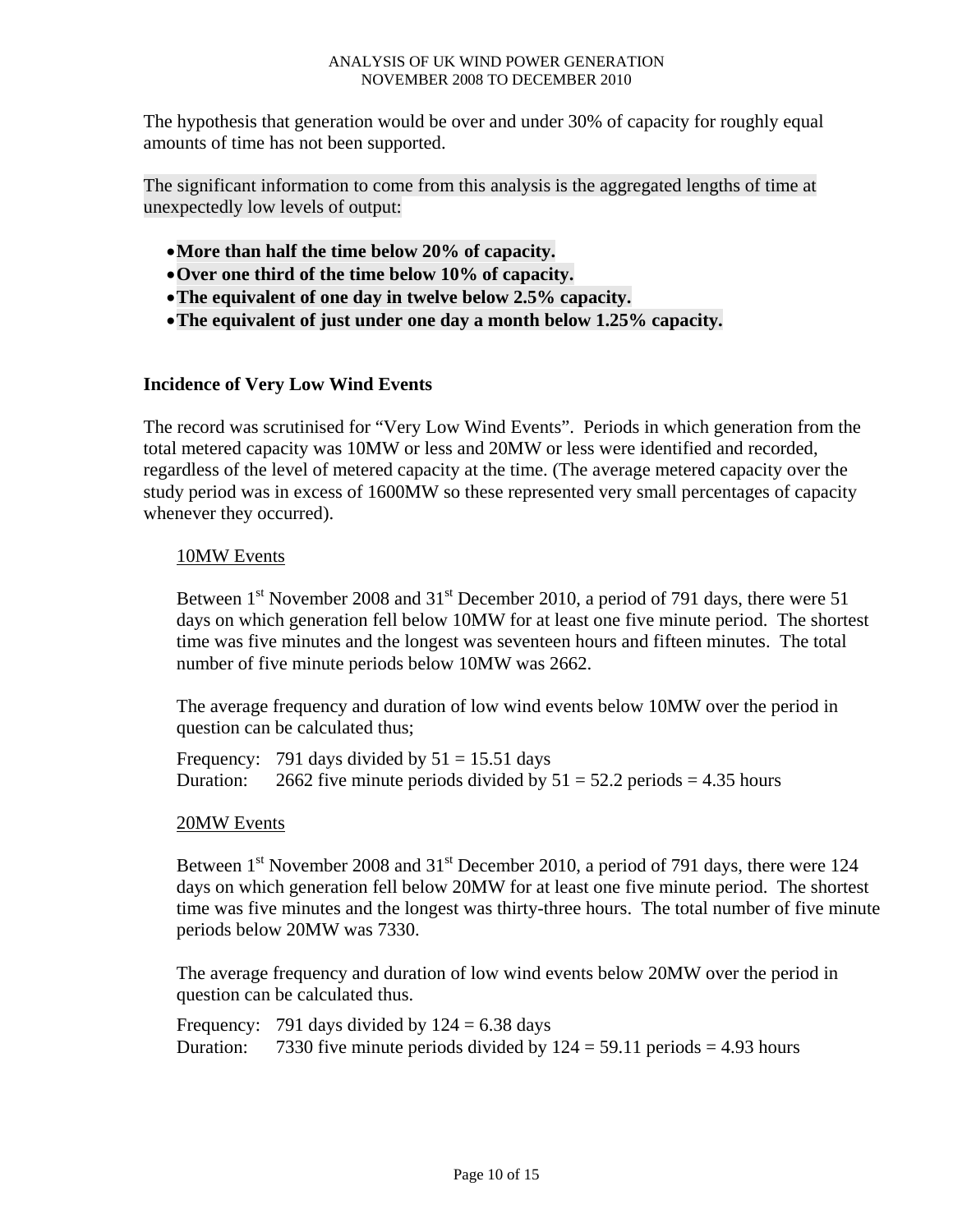The hypothesis that generation would be over and under 30% of capacity for roughly equal amounts of time has not been supported.

The significant information to come from this analysis is the aggregated lengths of time at unexpectedly low levels of output:

- **More than half the time below 20% of capacity.**
- **Over one third of the time below 10% of capacity.**
- **The equivalent of one day in twelve below 2.5% capacity.**
- **The equivalent of just under one day a month below 1.25% capacity.**

### Incidence of Very Low Wind Events

The record was scrutinised for "Very Low Wind Events". Periods in which generation from the total metered capacity was 10MW or less and 20MW or less were identified and recorded, regardless of the level of metered capacity at the time. (The average metered capacity over the study period was in excess of 1600MW so these represented very small percentages of capacity whenever they occurred).

<u>10MW Events</u>

Between 1st November 2008 and 31st December 2010, a period of 791 days, there were 51 days on which generation fell below 10MW for at least one five minute period. The shortest time was five minutes and the longest was seventeen hours and fifteen minutes. The total number of five minute periods below 10MW was 2662.

The average frequency and duration of low wind events below 10MW over the period in question can be calculated thus;

Frequency: 791 days divided by 51 = 15.51 days
Duration: 2662 five minute periods divided by 51 = 52.2 periods = 4.35 hours

<u>20MW Events</u>

Between 1st November 2008 and 31st December 2010, a period of 791 days, there were 124 days on which generation fell below 20MW for at least one five minute period. The shortest time was five minutes and the longest was thirty-three hours. The total number of five minute periods below 20MW was 7330.

The average frequency and duration of low wind events below 20MW over the period in question can be calculated thus.

Frequency: 791 days divided by 124 = 6.38 days
Duration: 7330 five minute periods divided by 124 = 59.11 periods = 4.93 hours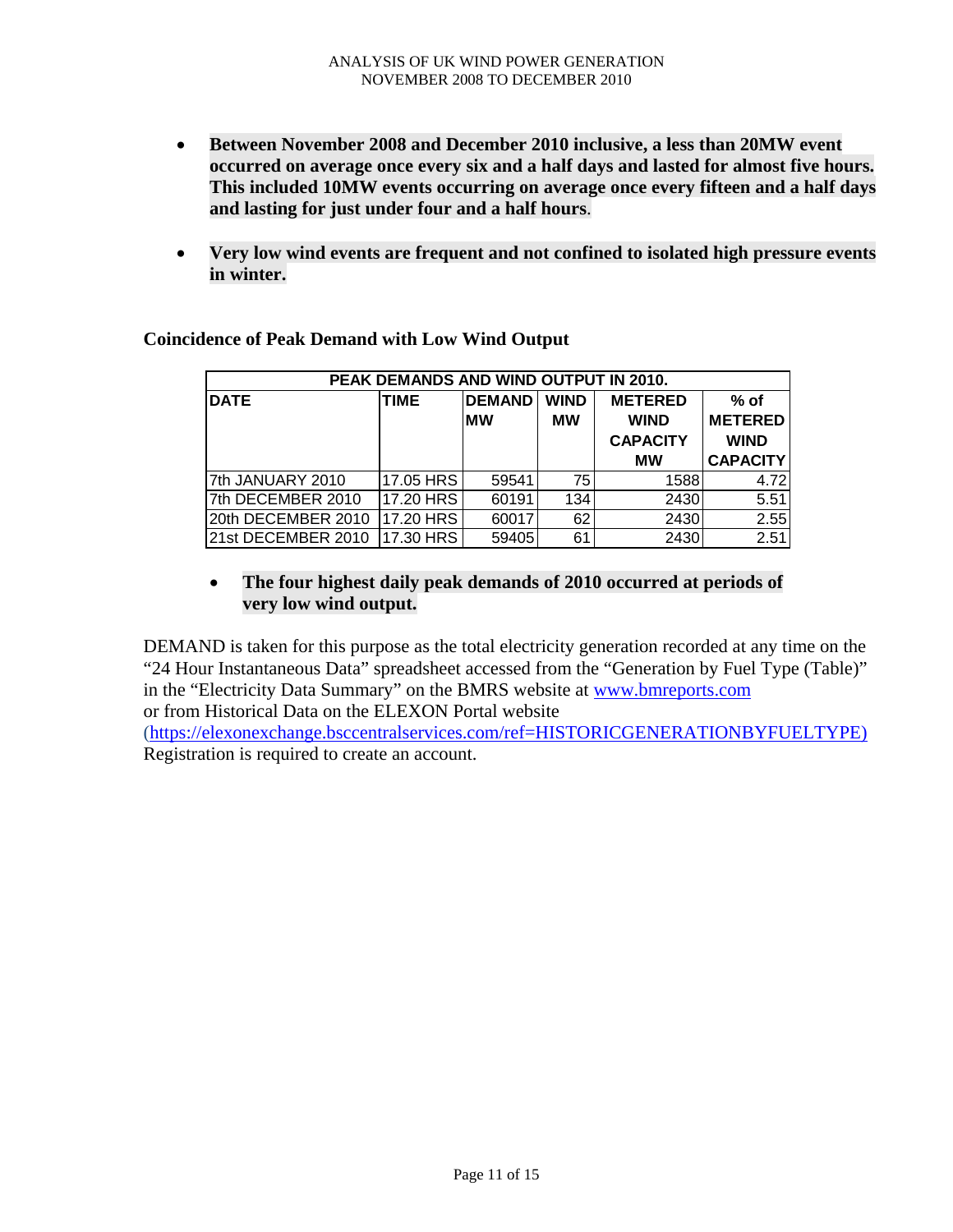- **Between November 2008 and December 2010 inclusive, a less than 20MW event occurred on average once every six and a half days and lasted for almost five hours. This included 10MW events occurring on average once every fifteen and a half days and lasting for just under four and a half hours**.

- **Very low wind events are frequent and not confined to isolated high pressure events in winter.**

**Coincidence of Peak Demand with Low Wind Output**

| PEAK DEMANDS AND WIND OUTPUT IN 2010. | | | | | |
|---|---|---|---|---|---|
| DATE | TIME | DEMAND MW | WIND MW | METERED WIND CAPACITY MW | % of METERED WIND CAPACITY |
| 7th JANUARY 2010 | 17.05 HRS | 59541 | 75 | 1588 | 4.72 |
| 7th DECEMBER 2010 | 17.20 HRS | 60191 | 134 | 2430 | 5.51 |
| 20th DECEMBER 2010 | 17.20 HRS | 60017 | 62 | 2430 | 2.55 |
| 21st DECEMBER 2010 | 17.30 HRS | 59405 | 61 | 2430 | 2.51 |

- **The four highest daily peak demands of 2010 occurred at periods of very low wind output.**

DEMAND is taken for this purpose as the total electricity generation recorded at any time on the "24 Hour Instantaneous Data" spreadsheet accessed from the "Generation by Fuel Type (Table)" in the "Electricity Data Summary" on the BMRS website at www.bmreports.com
or from Historical Data on the ELEXON Portal website
(https://elexonexchange.bsccentralservices.com/ref=HISTORICGENERATIONBYFUELTYPE)
Registration is required to create an account.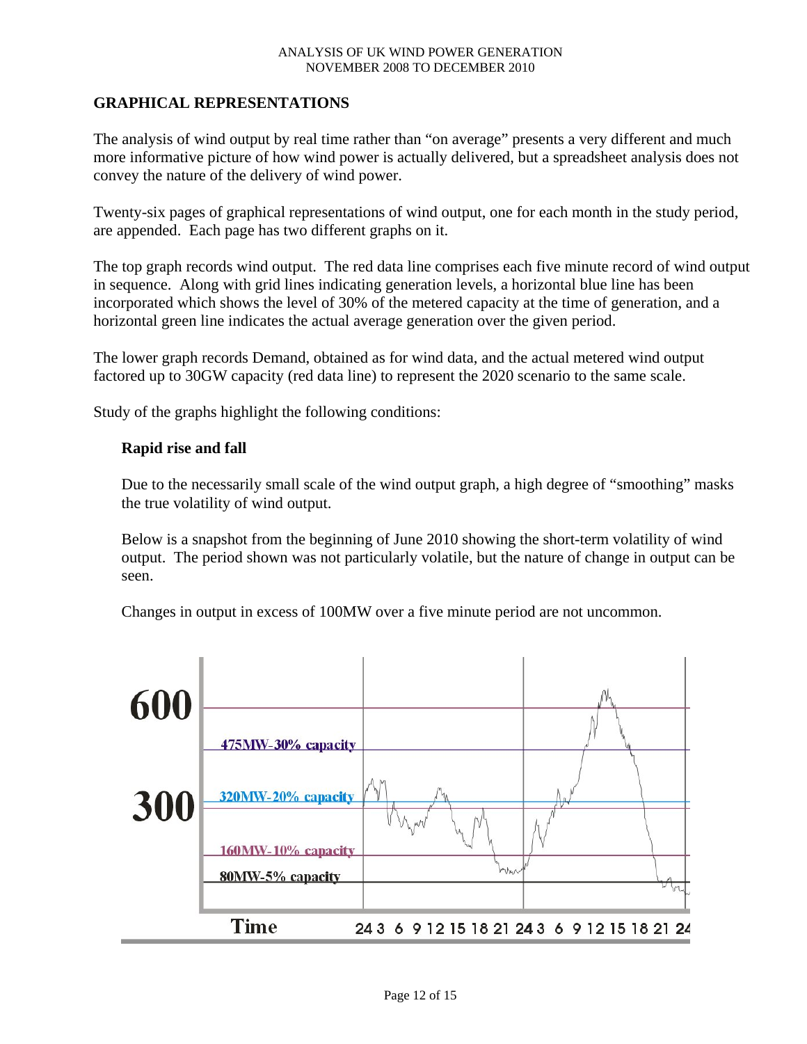## GRAPHICAL REPRESENTATIONS

The analysis of wind output by real time rather than "on average" presents a very different and much more informative picture of how wind power is actually delivered, but a spreadsheet analysis does not convey the nature of the delivery of wind power.

Twenty-six pages of graphical representations of wind output, one for each month in the study period, are appended. Each page has two different graphs on it.

The top graph records wind output. The red data line comprises each five minute record of wind output in sequence. Along with grid lines indicating generation levels, a horizontal blue line has been incorporated which shows the level of 30% of the metered capacity at the time of generation, and a horizontal green line indicates the actual average generation over the given period.

The lower graph records Demand, obtained as for wind data, and the actual metered wind output factored up to 30GW capacity (red data line) to represent the 2020 scenario to the same scale.

Study of the graphs highlight the following conditions:

### Rapid rise and fall

Due to the necessarily small scale of the wind output graph, a high degree of "smoothing" masks the true volatility of wind output.

Below is a snapshot from the beginning of June 2010 showing the short-term volatility of wind output. The period shown was not particularly volatile, but the nature of change in output can be seen.

Changes in output in excess of 100MW over a five minute period are not uncommon.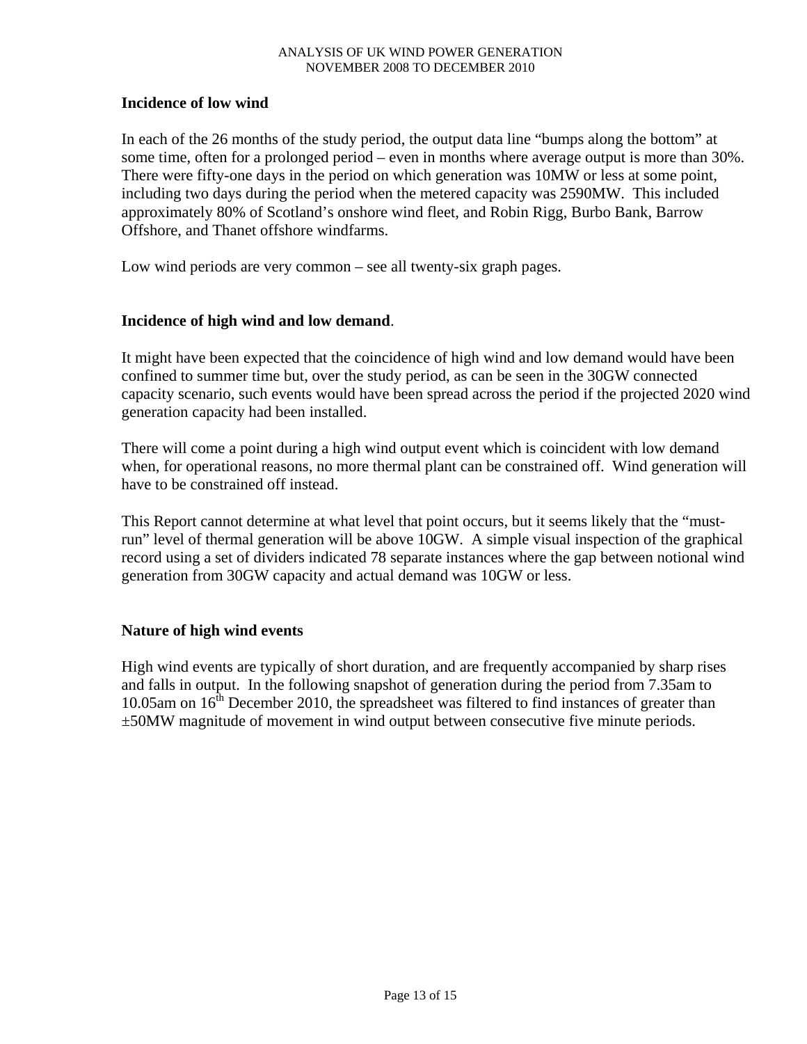**Incidence of low wind**

In each of the 26 months of the study period, the output data line "bumps along the bottom" at some time, often for a prolonged period – even in months where average output is more than 30%. There were fifty-one days in the period on which generation was 10MW or less at some point, including two days during the period when the metered capacity was 2590MW. This included approximately 80% of Scotland's onshore wind fleet, and Robin Rigg, Burbo Bank, Barrow Offshore, and Thanet offshore windfarms.

Low wind periods are very common – see all twenty-six graph pages.

**Incidence of high wind and low demand**.

It might have been expected that the coincidence of high wind and low demand would have been confined to summer time but, over the study period, as can be seen in the 30GW connected capacity scenario, such events would have been spread across the period if the projected 2020 wind generation capacity had been installed.

There will come a point during a high wind output event which is coincident with low demand when, for operational reasons, no more thermal plant can be constrained off. Wind generation will have to be constrained off instead.

This Report cannot determine at what level that point occurs, but it seems likely that the "must-run" level of thermal generation will be above 10GW. A simple visual inspection of the graphical record using a set of dividers indicated 78 separate instances where the gap between notional wind generation from 30GW capacity and actual demand was 10GW or less.

**Nature of high wind events**

High wind events are typically of short duration, and are frequently accompanied by sharp rises and falls in output. In the following snapshot of generation during the period from 7.35am to 10.05am on 16th December 2010, the spreadsheet was filtered to find instances of greater than ±50MW magnitude of movement in wind output between consecutive five minute periods.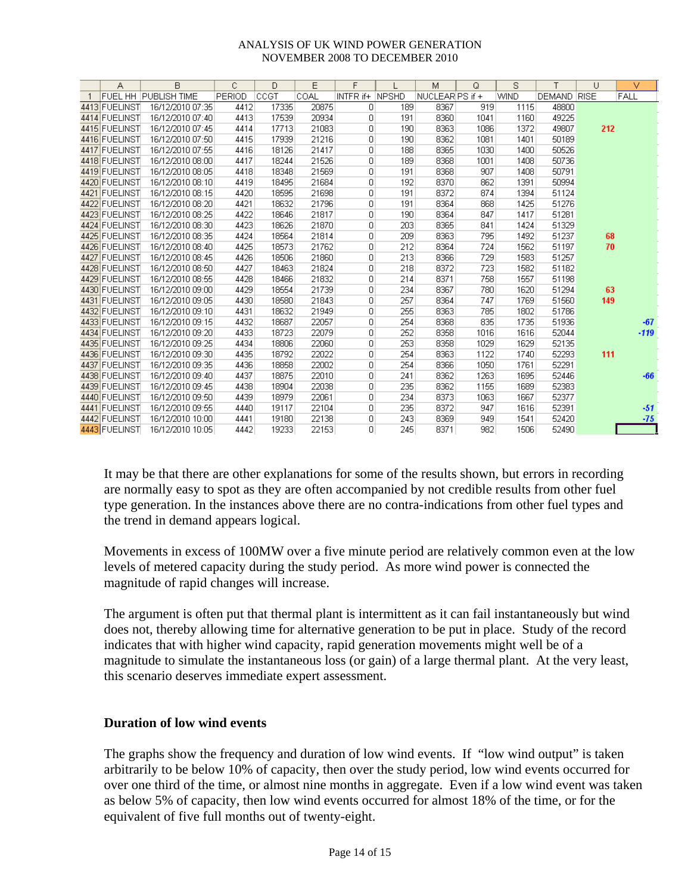| | A | B | C | D | E | F | L | M | Q | S | T | U | V |
|---|---|---|---|---|---|---|---|---|---|---|---|---|---|
| 1 | FUEL HH | PUBLISH TIME | PERIOD | CCGT | COAL | INTFR if+ | NPSHD | NUCLEAR | PS if + | WIND | DEMAND | RISE | FALL |
| 4413 | FUELINST | 16/12/2010 07:35 | 4412 | 17335 | 20875 | 0 | 189 | 8367 | 919 | 1115 | 48800 | | |
| 4414 | FUELINST | 16/12/2010 07:40 | 4413 | 17539 | 20934 | 0 | 191 | 8360 | 1041 | 1160 | 49225 | | |
| 4415 | FUELINST | 16/12/2010 07:45 | 4414 | 17713 | 21083 | 0 | 190 | 8363 | 1086 | 1372 | 49807 | 212 | |
| 4416 | FUELINST | 16/12/2010 07:50 | 4415 | 17939 | 21216 | 0 | 190 | 8362 | 1081 | 1401 | 50189 | | |
| 4417 | FUELINST | 16/12/2010 07:55 | 4416 | 18126 | 21417 | 0 | 188 | 8365 | 1030 | 1400 | 50526 | | |
| 4418 | FUELINST | 16/12/2010 08:00 | 4417 | 18244 | 21526 | 0 | 189 | 8368 | 1001 | 1408 | 50736 | | |
| 4419 | FUELINST | 16/12/2010 08:05 | 4418 | 18348 | 21569 | 0 | 191 | 8368 | 907 | 1408 | 50791 | | |
| 4420 | FUELINST | 16/12/2010 08:10 | 4419 | 18495 | 21684 | 0 | 192 | 8370 | 862 | 1391 | 50994 | | |
| 4421 | FUELINST | 16/12/2010 08:15 | 4420 | 18595 | 21698 | 0 | 191 | 8372 | 874 | 1394 | 51124 | | |
| 4422 | FUELINST | 16/12/2010 08:20 | 4421 | 18632 | 21796 | 0 | 191 | 8364 | 868 | 1425 | 51276 | | |
| 4423 | FUELINST | 16/12/2010 08:25 | 4422 | 18646 | 21817 | 0 | 190 | 8364 | 847 | 1417 | 51281 | | |
| 4424 | FUELINST | 16/12/2010 08:30 | 4423 | 18626 | 21870 | 0 | 203 | 8365 | 841 | 1424 | 51329 | | |
| 4425 | FUELINST | 16/12/2010 08:35 | 4424 | 18564 | 21814 | 0 | 209 | 8363 | 795 | 1492 | 51237 | 68 | |
| 4426 | FUELINST | 16/12/2010 08:40 | 4425 | 18573 | 21762 | 0 | 212 | 8364 | 724 | 1562 | 51197 | 70 | |
| 4427 | FUELINST | 16/12/2010 08:45 | 4426 | 18506 | 21860 | 0 | 213 | 8366 | 729 | 1583 | 51257 | | |
| 4428 | FUELINST | 16/12/2010 08:50 | 4427 | 18463 | 21824 | 0 | 218 | 8372 | 723 | 1582 | 51182 | | |
| 4429 | FUELINST | 16/12/2010 08:55 | 4428 | 18466 | 21832 | 0 | 214 | 8371 | 758 | 1557 | 51198 | | |
| 4430 | FUELINST | 16/12/2010 09:00 | 4429 | 18554 | 21739 | 0 | 234 | 8367 | 780 | 1620 | 51294 | 63 | |
| 4431 | FUELINST | 16/12/2010 09:05 | 4430 | 18580 | 21843 | 0 | 257 | 8364 | 747 | 1769 | 51560 | 149 | |
| 4432 | FUELINST | 16/12/2010 09:10 | 4431 | 18632 | 21949 | 0 | 255 | 8363 | 785 | 1802 | 51786 | | |
| 4433 | FUELINST | 16/12/2010 09:15 | 4432 | 18687 | 22057 | 0 | 254 | 8368 | 835 | 1735 | 51936 | | -67 |
| 4434 | FUELINST | 16/12/2010 09:20 | 4433 | 18723 | 22079 | 0 | 252 | 8358 | 1016 | 1616 | 52044 | | -119 |
| 4435 | FUELINST | 16/12/2010 09:25 | 4434 | 18806 | 22060 | 0 | 253 | 8358 | 1029 | 1629 | 52135 | | |
| 4436 | FUELINST | 16/12/2010 09:30 | 4435 | 18792 | 22022 | 0 | 254 | 8363 | 1122 | 1740 | 52293 | 111 | |
| 4437 | FUELINST | 16/12/2010 09:35 | 4436 | 18858 | 22002 | 0 | 254 | 8366 | 1050 | 1761 | 52291 | | |
| 4438 | FUELINST | 16/12/2010 09:40 | 4437 | 18875 | 22010 | 0 | 241 | 8362 | 1263 | 1695 | 52446 | | -66 |
| 4439 | FUELINST | 16/12/2010 09:45 | 4438 | 18904 | 22038 | 0 | 235 | 8362 | 1155 | 1689 | 52383 | | |
| 4440 | FUELINST | 16/12/2010 09:50 | 4439 | 18979 | 22061 | 0 | 234 | 8373 | 1063 | 1667 | 52377 | | |
| 4441 | FUELINST | 16/12/2010 09:55 | 4440 | 19117 | 22104 | 0 | 235 | 8372 | 947 | 1616 | 52391 | | -51 |
| 4442 | FUELINST | 16/12/2010 10:00 | 4441 | 19180 | 22138 | 0 | 243 | 8369 | 949 | 1541 | 52420 | | -75 |
| 4443 | FUELINST | 16/12/2010 10:05 | 4442 | 19233 | 22153 | 0 | 245 | 8371 | 982 | 1506 | 52490 | | |

It may be that there are other explanations for some of the results shown, but errors in recording are normally easy to spot as they are often accompanied by not credible results from other fuel type generation. In the instances above there are no contra-indications from other fuel types and the trend in demand appears logical.

Movements in excess of 100MW over a five minute period are relatively common even at the low levels of metered capacity during the study period. As more wind power is connected the magnitude of rapid changes will increase.

The argument is often put that thermal plant is intermittent as it can fail instantaneously but wind does not, thereby allowing time for alternative generation to be put in place. Study of the record indicates that with higher wind capacity, rapid generation movements might well be of a magnitude to simulate the instantaneous loss (or gain) of a large thermal plant. At the very least, this scenario deserves immediate expert assessment.

**Duration of low wind events**

The graphs show the frequency and duration of low wind events. If "low wind output" is taken arbitrarily to be below 10% of capacity, then over the study period, low wind events occurred for over one third of the time, or almost nine months in aggregate. Even if a low wind event was taken as below 5% of capacity, then low wind events occurred for almost 18% of the time, or for the equivalent of five full months out of twenty-eight.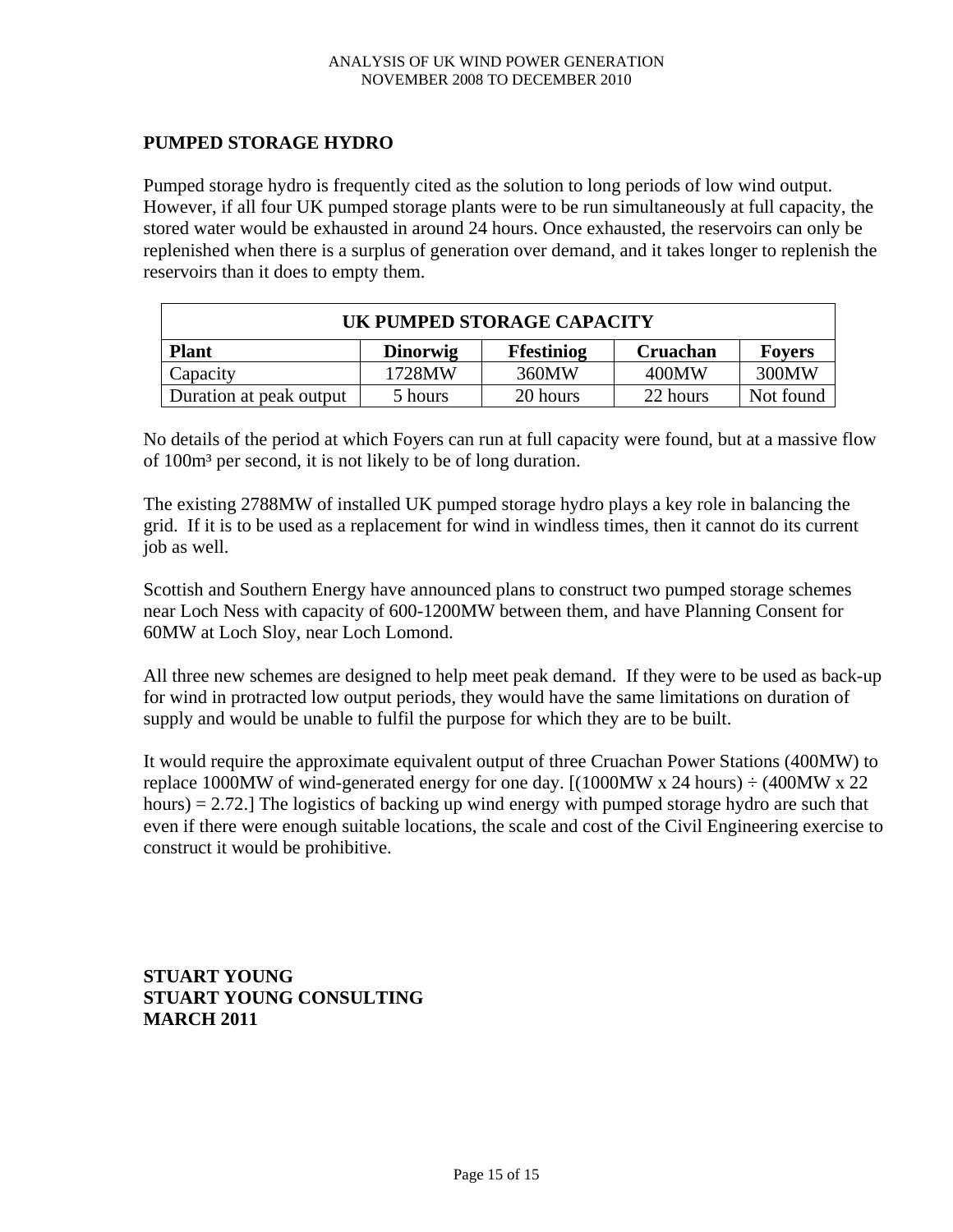## PUMPED STORAGE HYDRO

Pumped storage hydro is frequently cited as the solution to long periods of low wind output. However, if all four UK pumped storage plants were to be run simultaneously at full capacity, the stored water would be exhausted in around 24 hours. Once exhausted, the reservoirs can only be replenished when there is a surplus of generation over demand, and it takes longer to replenish the reservoirs than it does to empty them.

| UK PUMPED STORAGE CAPACITY | | | | |
|---|---|---|---|---|
| **Plant** | **Dinorwig** | **Ffestiniog** | **Cruachan** | **Foyers** |
| Capacity | 1728MW | 360MW | 400MW | 300MW |
| Duration at peak output | 5 hours | 20 hours | 22 hours | Not found |

No details of the period at which Foyers can run at full capacity were found, but at a massive flow of 100m³ per second, it is not likely to be of long duration.

The existing 2788MW of installed UK pumped storage hydro plays a key role in balancing the grid. If it is to be used as a replacement for wind in windless times, then it cannot do its current job as well.

Scottish and Southern Energy have announced plans to construct two pumped storage schemes near Loch Ness with capacity of 600-1200MW between them, and have Planning Consent for 60MW at Loch Sloy, near Loch Lomond.

All three new schemes are designed to help meet peak demand. If they were to be used as back-up for wind in protracted low output periods, they would have the same limitations on duration of supply and would be unable to fulfil the purpose for which they are to be built.

It would require the approximate equivalent output of three Cruachan Power Stations (400MW) to replace 1000MW of wind-generated energy for one day. [(1000MW x 24 hours) ÷ (400MW x 22 hours) = 2.72.] The logistics of backing up wind energy with pumped storage hydro are such that even if there were enough suitable locations, the scale and cost of the Civil Engineering exercise to construct it would be prohibitive.

**STUART YOUNG**
**STUART YOUNG CONSULTING**
**MARCH 2011**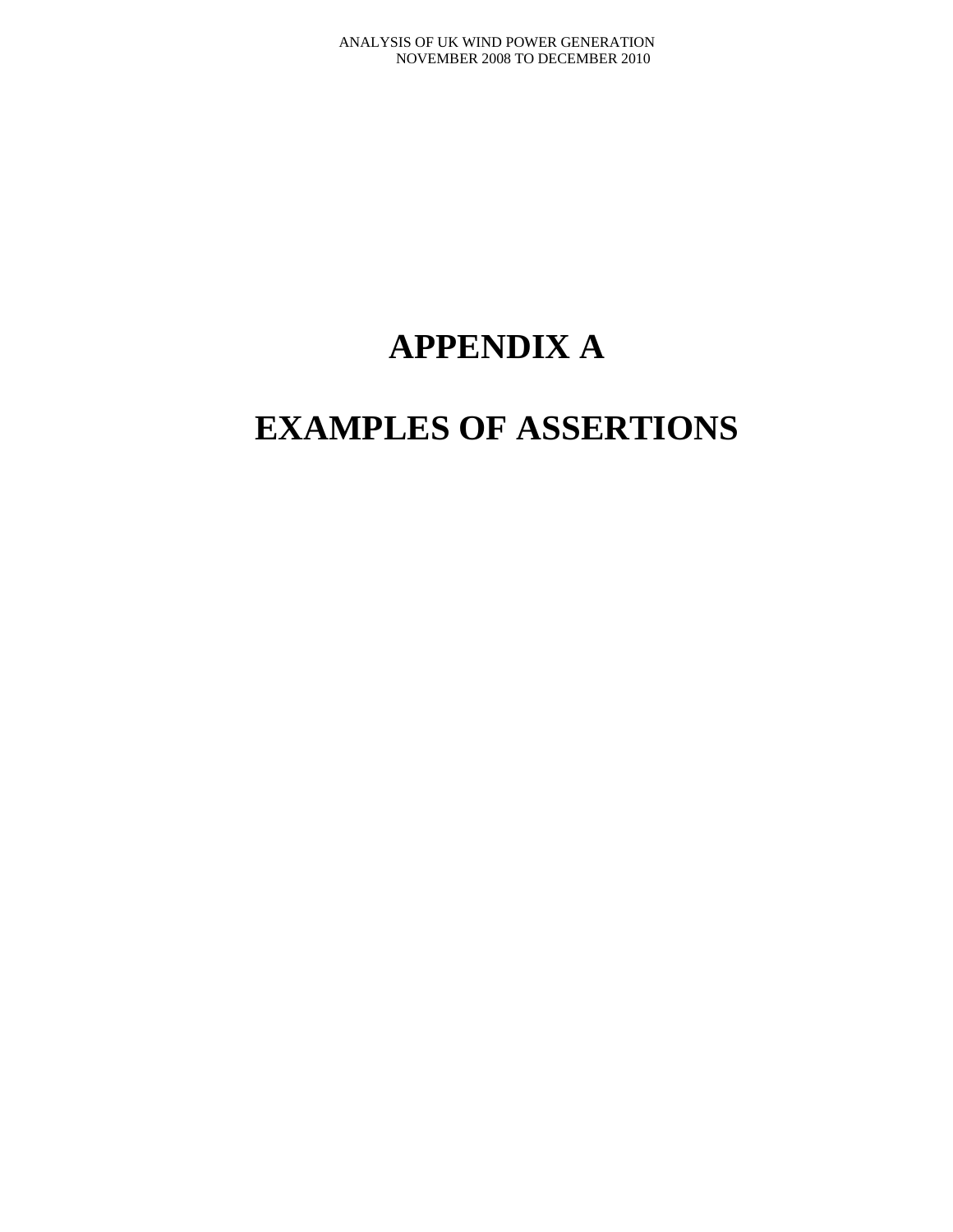# APPENDIX A

# EXAMPLES OF ASSERTIONS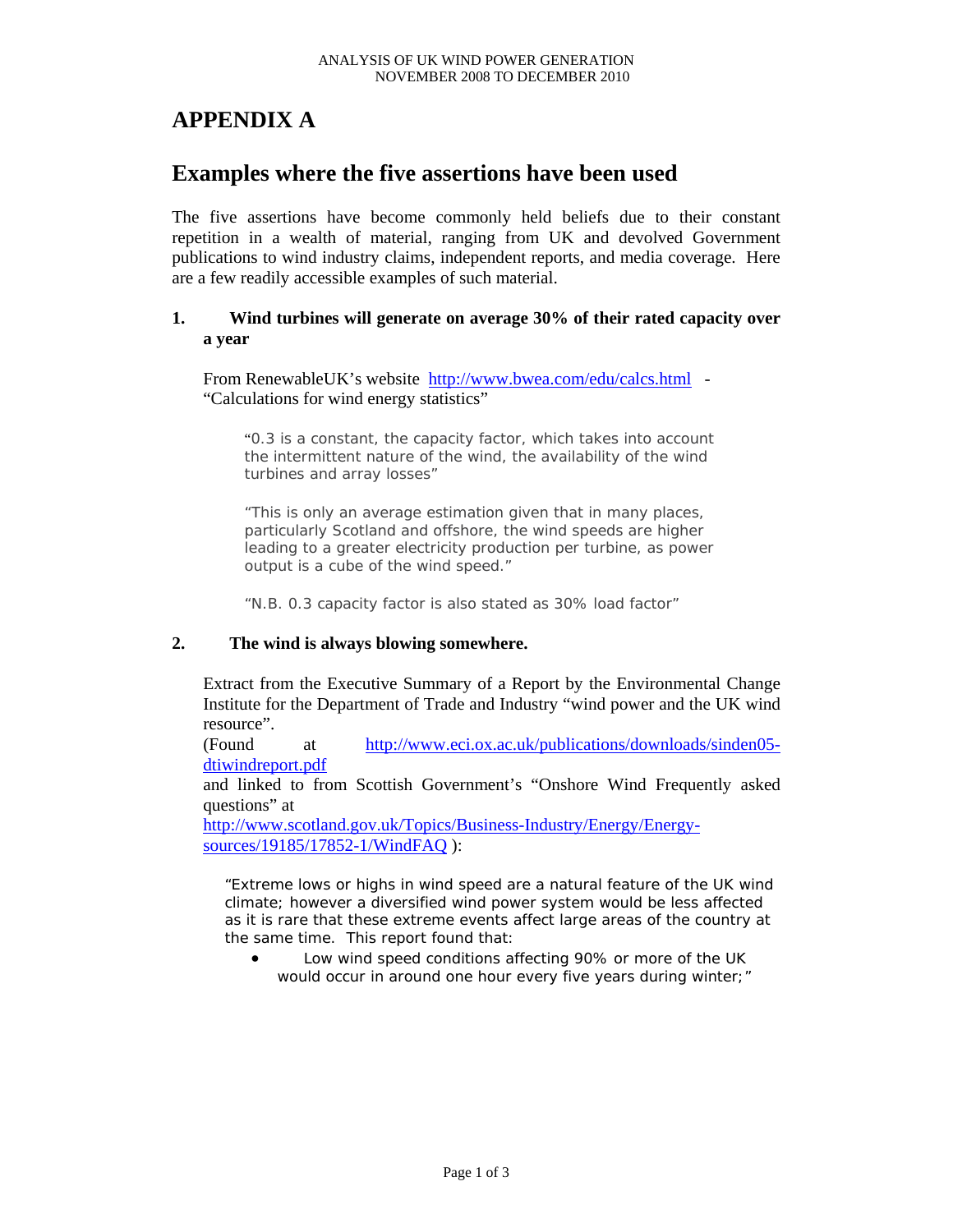# APPENDIX A

## Examples where the five assertions have been used

The five assertions have become commonly held beliefs due to their constant repetition in a wealth of material, ranging from UK and devolved Government publications to wind industry claims, independent reports, and media coverage. Here are a few readily accessible examples of such material.

**1. Wind turbines will generate on average 30% of their rated capacity over a year**

From RenewableUK's website http://www.bwea.com/edu/calcs.html - "Calculations for wind energy statistics"

> "0.3 is a constant, the capacity factor, which takes into account the intermittent nature of the wind, the availability of the wind turbines and array losses"
>
> "This is only an average estimation given that in many places, particularly Scotland and offshore, the wind speeds are higher leading to a greater electricity production per turbine, as power output is a cube of the wind speed."
>
> "N.B. 0.3 capacity factor is also stated as 30% load factor"

**2. The wind is always blowing somewhere.**

Extract from the Executive Summary of a Report by the Environmental Change Institute for the Department of Trade and Industry "wind power and the UK wind resource".
(Found at http://www.eci.ox.ac.uk/publications/downloads/sinden05-dtiwindreport.pdf
and linked to from Scottish Government's "Onshore Wind Frequently asked questions" at
http://www.scotland.gov.uk/Topics/Business-Industry/Energy/Energy-sources/19185/17852-1/WindFAQ ):

> "Extreme lows or highs in wind speed are a natural feature of the UK wind climate; however a diversified wind power system would be less affected as it is rare that these extreme events affect large areas of the country at the same time. This report found that:
>
> - Low wind speed conditions affecting 90% or more of the UK would occur in around one hour every five years during winter;"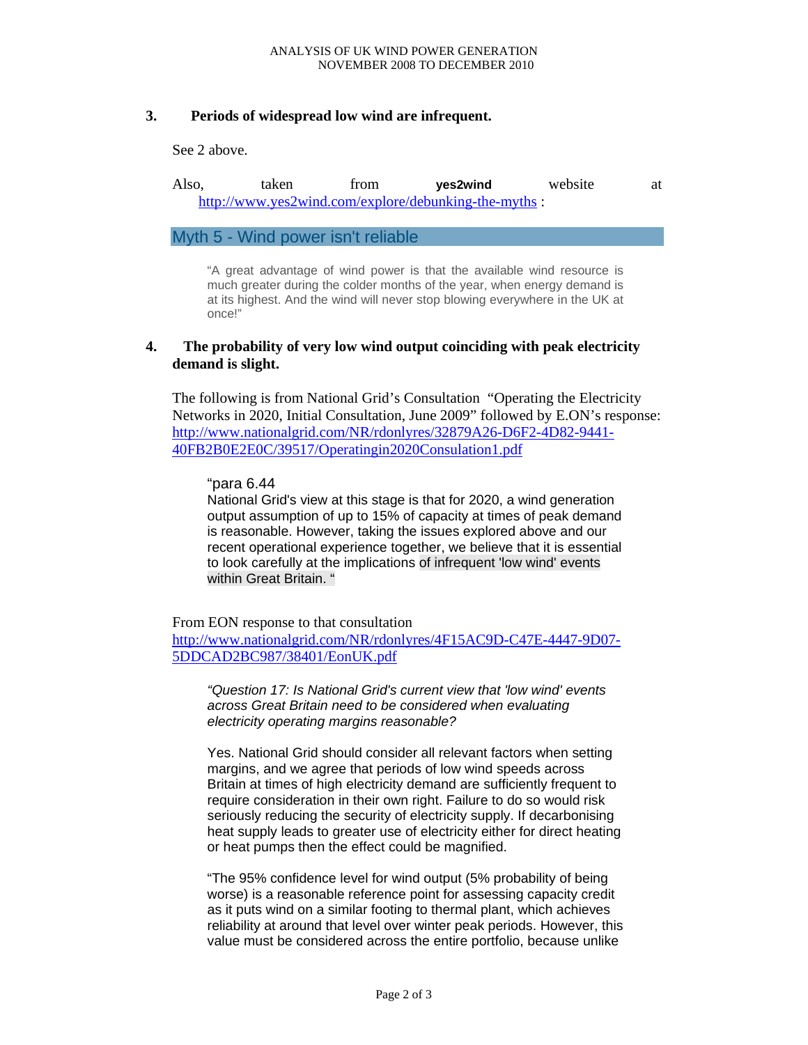### 3. Periods of widespread low wind are infrequent.

See 2 above.

Also, taken from **yes2wind** website at http://www.yes2wind.com/explore/debunking-the-myths :

## Myth 5 - Wind power isn't reliable

> "A great advantage of wind power is that the available wind resource is much greater during the colder months of the year, when energy demand is at its highest. And the wind will never stop blowing everywhere in the UK at once!"

### 4. The probability of very low wind output coinciding with peak electricity demand is slight.

The following is from National Grid's Consultation "Operating the Electricity Networks in 2020, Initial Consultation, June 2009" followed by E.ON's response: http://www.nationalgrid.com/NR/rdonlyres/32879A26-D6F2-4D82-9441-40FB2B0E2E0C/39517/Operatingin2020Consulation1.pdf

> "para 6.44
> National Grid's view at this stage is that for 2020, a wind generation output assumption of up to 15% of capacity at times of peak demand is reasonable. However, taking the issues explored above and our recent operational experience together, we believe that it is essential to look carefully at the implications of infrequent 'low wind' events within Great Britain. "

From EON response to that consultation
http://www.nationalgrid.com/NR/rdonlyres/4F15AC9D-C47E-4447-9D07-5DDCAD2BC987/38401/EonUK.pdf

> *"Question 17: Is National Grid's current view that 'low wind' events across Great Britain need to be considered when evaluating electricity operating margins reasonable?*
>
> Yes. National Grid should consider all relevant factors when setting margins, and we agree that periods of low wind speeds across Britain at times of high electricity demand are sufficiently frequent to require consideration in their own right. Failure to do so would risk seriously reducing the security of electricity supply. If decarbonising heat supply leads to greater use of electricity either for direct heating or heat pumps then the effect could be magnified.
>
> "The 95% confidence level for wind output (5% probability of being worse) is a reasonable reference point for assessing capacity credit as it puts wind on a similar footing to thermal plant, which achieves reliability at around that level over winter peak periods. However, this value must be considered across the entire portfolio, because unlike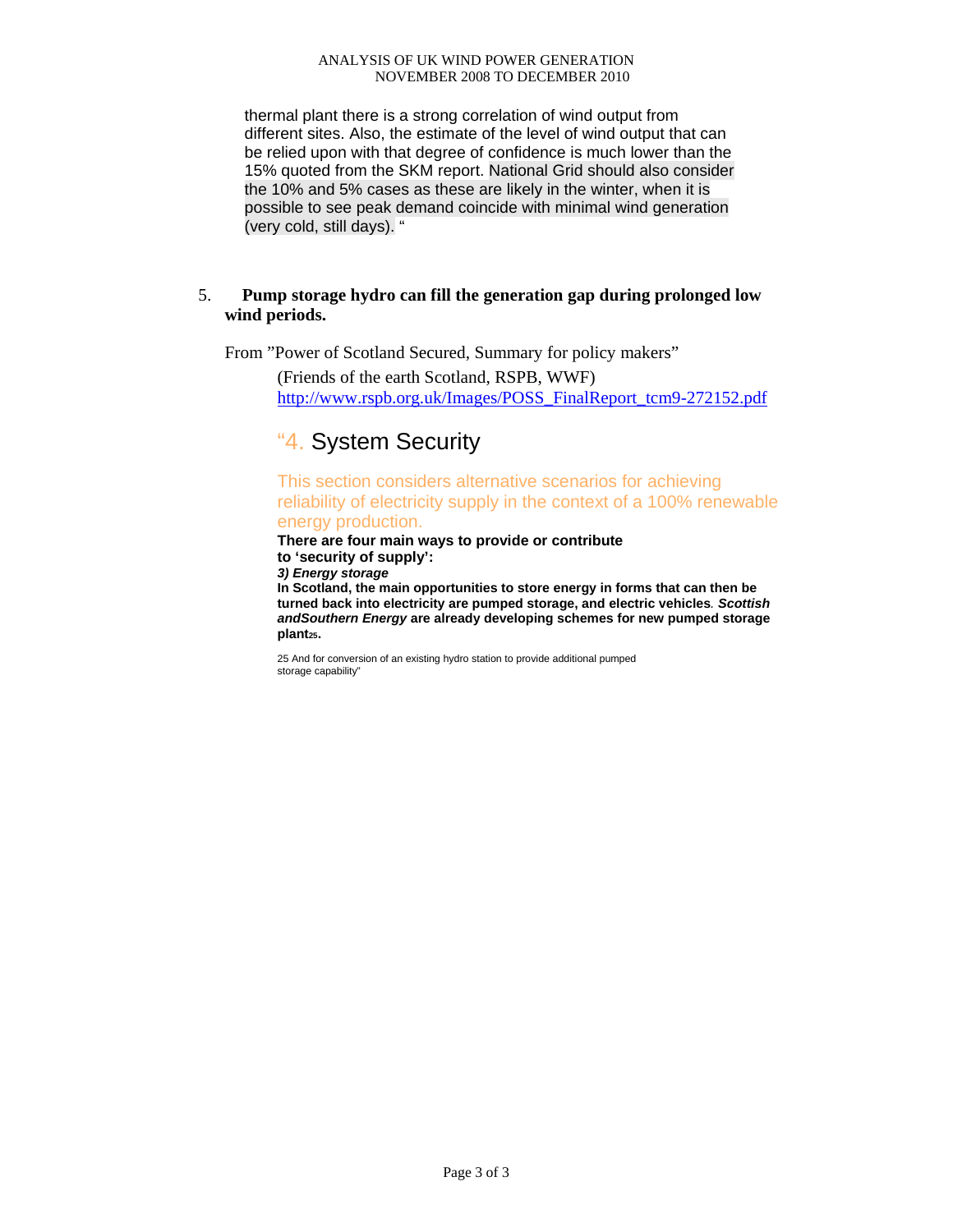thermal plant there is a strong correlation of wind output from different sites. Also, the estimate of the level of wind output that can be relied upon with that degree of confidence is much lower than the 15% quoted from the SKM report. National Grid should also consider the 10% and 5% cases as these are likely in the winter, when it is possible to see peak demand coincide with minimal wind generation (very cold, still days). "

## 5. Pump storage hydro can fill the generation gap during prolonged low wind periods.

From "Power of Scotland Secured, Summary for policy makers"

(Friends of the earth Scotland, RSPB, WWF)
http://www.rspb.org.uk/Images/POSS_FinalReport_tcm9-272152.pdf

### "4. System Security

This section considers alternative scenarios for achieving reliability of electricity supply in the context of a 100% renewable energy production.

**There are four main ways to provide or contribute to 'security of supply':**

***3) Energy storage***

**In Scotland, the main opportunities to store energy in forms that can then be turned back into electricity are pumped storage, and electric vehicles*. Scottish andSouthern Energy* are already developing schemes for new pumped storage plant[25].**

25 And for conversion of an existing hydro station to provide additional pumped storage capability"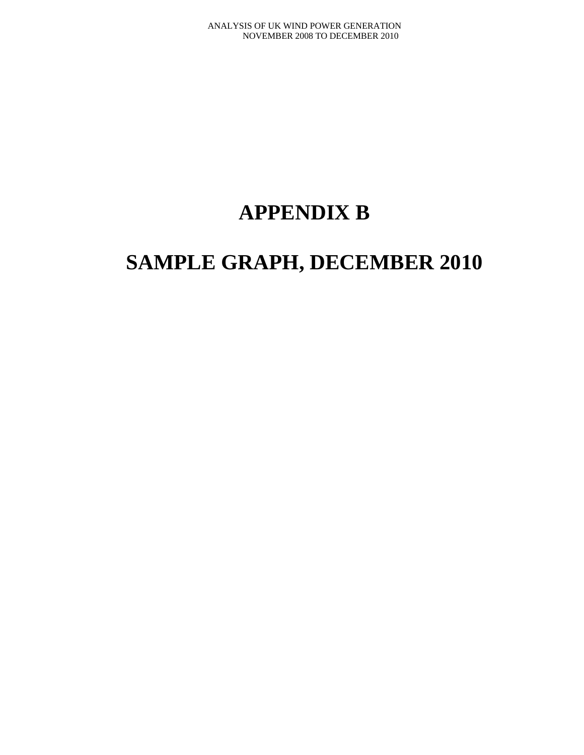# APPENDIX B

# SAMPLE GRAPH, DECEMBER 2010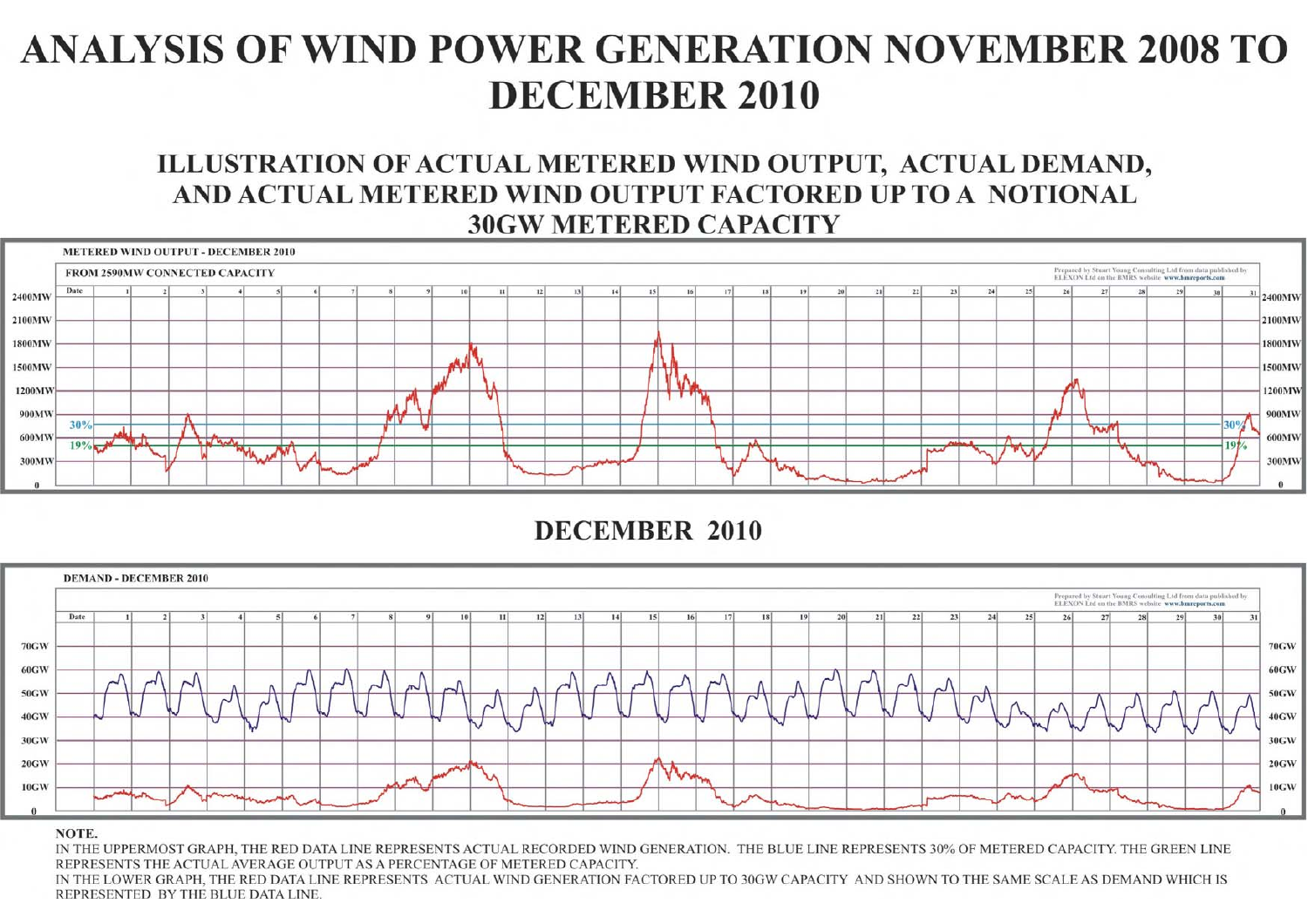# ANALYSIS OF WIND POWER GENERATION NOVEMBER 2008 TO DECEMBER 2010

## ILLUSTRATION OF ACTUAL METERED WIND OUTPUT, ACTUAL DEMAND, AND ACTUAL METERED WIND OUTPUT FACTORED UP TO A NOTIONAL 30GW METERED CAPACITY

**METERED WIND OUTPUT - DECEMBER 2010**

FROM 2590MW CONNECTED CAPACITY

Prepared by Stuart Young Consulting Ltd from data published by ELEXON Ltd on the BMRS website www.bmreports.com

## DECEMBER 2010

**DEMAND - DECEMBER 2010**

Prepared by Stuart Young Consulting Ltd from data published by ELEXON Ltd on the BMRS website www.bmreports.com

**NOTE.**

IN THE UPPERMOST GRAPH, THE RED DATA LINE REPRESENTS ACTUAL RECORDED WIND GENERATION. THE BLUE LINE REPRESENTS 30% OF METERED CAPACITY. THE GREEN LINE REPRESENTS THE ACTUAL AVERAGE OUTPUT AS A PERCENTAGE OF METERED CAPACITY.

IN THE LOWER GRAPH, THE RED DATA LINE REPRESENTS ACTUAL WIND GENERATION FACTORED UP TO 30GW CAPACITY AND SHOWN TO THE SAME SCALE AS DEMAND WHICH IS REPRESENTED BY THE BLUE DATA LINE.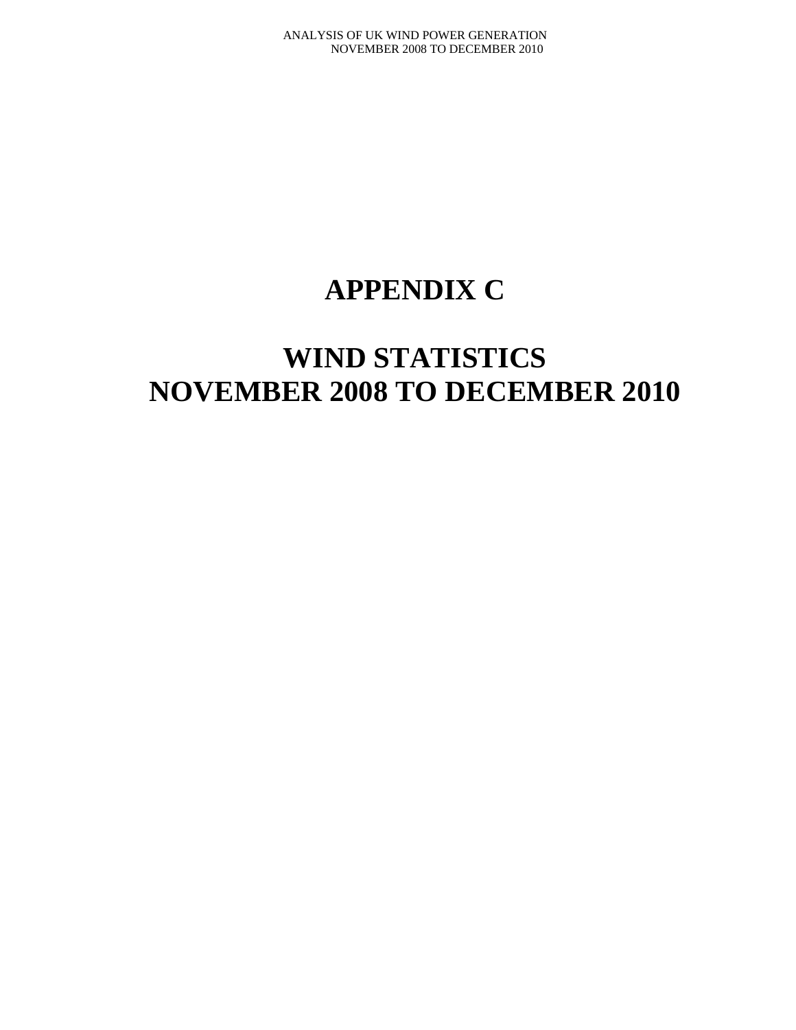# APPENDIX C

# WIND STATISTICS
# NOVEMBER 2008 TO DECEMBER 2010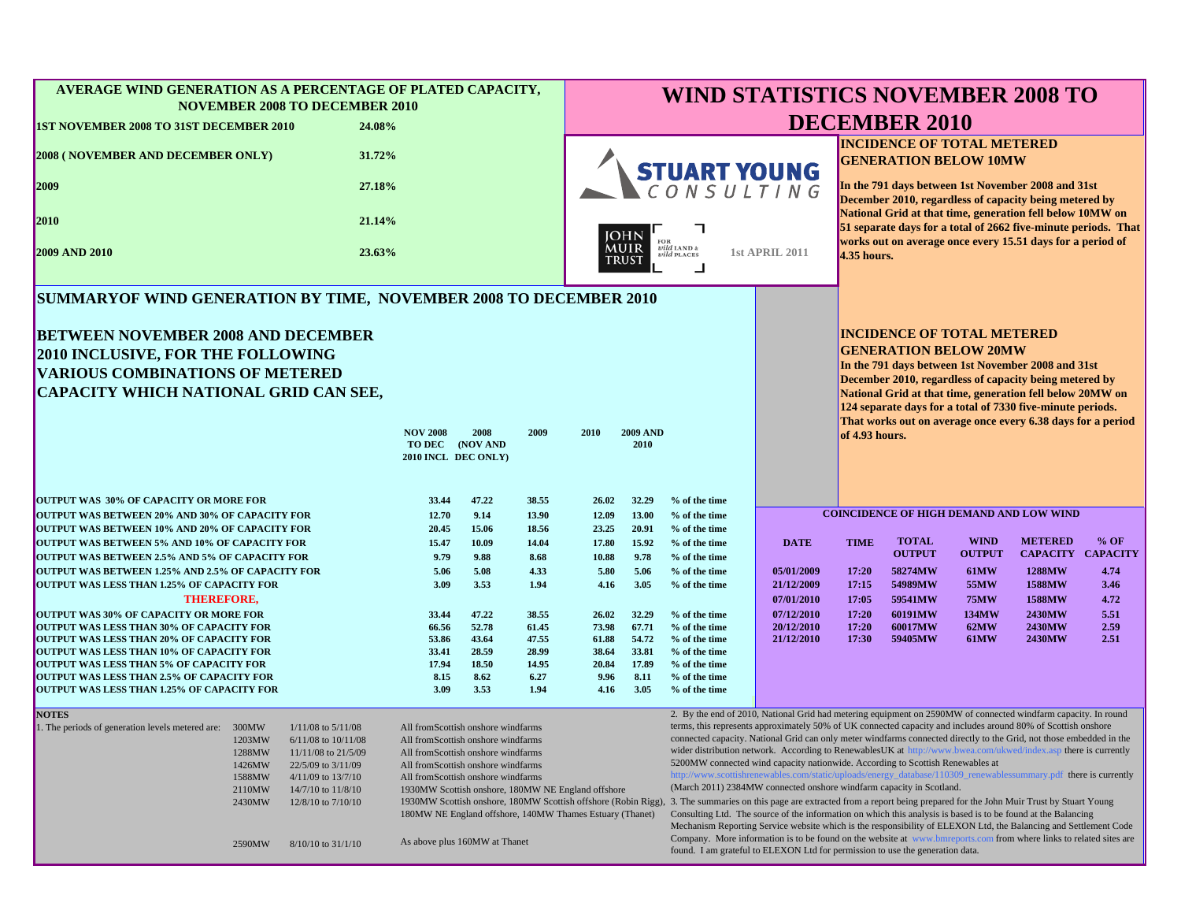# WIND STATISTICS NOVEMBER 2008 TO DECEMBER 2010

## AVERAGE WIND GENERATION AS A PERCENTAGE OF PLATED CAPACITY, NOVEMBER 2008 TO DECEMBER 2010

| Period | % |
|---|---|
| 1ST NOVEMBER 2008 TO 31ST DECEMBER 2010 | 24.08% |
| 2008 ( NOVEMBER AND DECEMBER ONLY) | 31.72% |
| 2009 | 27.18% |
| 2010 | 21.14% |
| 2009 AND 2010 | 23.63% |

STUART YOUNG CONSULTING

JOHN MUIR TRUST — FOR wild LAND & wild PLACES

1st APRIL 2011

### INCIDENCE OF TOTAL METERED GENERATION BELOW 10MW

In the 791 days between 1st November 2008 and 31st December 2010, regardless of capacity being metered by National Grid at that time, generation fell below 10MW on 51 separate days for a total of 2662 five-minute periods. That works out on average once every 15.51 days for a period of 4.35 hours.

### INCIDENCE OF TOTAL METERED GENERATION BELOW 20MW

In the 791 days between 1st November 2008 and 31st December 2010, regardless of capacity being metered by National Grid at that time, generation fell below 20MW on 124 separate days for a total of 7330 five-minute periods. That works out on average once every 6.38 days for a period of 4.93 hours.

## SUMMARYOF WIND GENERATION BY TIME, NOVEMBER 2008 TO DECEMBER 2010

**BETWEEN NOVEMBER 2008 AND DECEMBER 2010 INCLUSIVE, FOR THE FOLLOWING VARIOUS COMBINATIONS OF METERED CAPACITY WHICH NATIONAL GRID CAN SEE,**

| | NOV 2008 TO DEC 2010 INCL | 2008 (NOV AND DEC ONLY) | 2009 | 2010 | 2009 AND 2010 | |
|---|---|---|---|---|---|---|
| OUTPUT WAS 30% OF CAPACITY OR MORE FOR | 33.44 | 47.22 | 38.55 | 26.02 | 32.29 | % of the time |
| OUTPUT WAS BETWEEN 20% AND 30% OF CAPACITY FOR | 12.70 | 9.14 | 13.90 | 12.09 | 13.00 | % of the time |
| OUTPUT WAS BETWEEN 10% AND 20% OF CAPACITY FOR | 20.45 | 15.06 | 18.56 | 23.25 | 20.91 | % of the time |
| OUTPUT WAS BETWEEN 5% AND 10% OF CAPACITY FOR | 15.47 | 10.09 | 14.04 | 17.80 | 15.92 | % of the time |
| OUTPUT WAS BETWEEN 2.5% AND 5% OF CAPACITY FOR | 9.79 | 9.88 | 8.68 | 10.88 | 9.78 | % of the time |
| OUTPUT WAS BETWEEN 1.25% AND 2.5% OF CAPACITY FOR | 5.06 | 5.08 | 4.33 | 5.80 | 5.06 | % of the time |
| OUTPUT WAS LESS THAN 1.25% OF CAPACITY FOR | 3.09 | 3.53 | 1.94 | 4.16 | 3.05 | % of the time |
| **THEREFORE,** | | | | | | |
| OUTPUT WAS 30% OF CAPACITY OR MORE FOR | 33.44 | 47.22 | 38.55 | 26.02 | 32.29 | % of the time |
| OUTPUT WAS LESS THAN 30% OF CAPACITY FOR | 66.56 | 52.78 | 61.45 | 73.98 | 67.71 | % of the time |
| OUTPUT WAS LESS THAN 20% OF CAPACITY FOR | 53.86 | 43.64 | 47.55 | 61.88 | 54.72 | % of the time |
| OUTPUT WAS LESS THAN 10% OF CAPACITY FOR | 33.41 | 28.59 | 28.99 | 38.64 | 33.81 | % of the time |
| OUTPUT WAS LESS THAN 5% OF CAPACITY FOR | 17.94 | 18.50 | 14.95 | 20.84 | 17.89 | % of the time |
| OUTPUT WAS LESS THAN 2.5% OF CAPACITY FOR | 8.15 | 8.62 | 6.27 | 9.96 | 8.11 | % of the time |
| OUTPUT WAS LESS THAN 1.25% OF CAPACITY FOR | 3.09 | 3.53 | 1.94 | 4.16 | 3.05 | % of the time |

### COINCIDENCE OF HIGH DEMAND AND LOW WIND

| DATE | TIME | TOTAL OUTPUT | WIND OUTPUT | METERED CAPACITY | % OF CAPACITY |
|---|---|---|---|---|---|
| 05/01/2009 | 17:20 | 58274MW | 61MW | 1288MW | 4.74 |
| 21/12/2009 | 17:15 | 54989MW | 55MW | 1588MW | 3.46 |
| 07/01/2010 | 17:05 | 59541MW | 75MW | 1588MW | 4.72 |
| 07/12/2010 | 17:20 | 60191MW | 134MW | 2430MW | 5.51 |
| 20/12/2010 | 17:20 | 60017MW | 62MW | 2430MW | 2.59 |
| 21/12/2010 | 17:30 | 59405MW | 61MW | 2430MW | 2.51 |

**NOTES**

1. The periods of generation levels metered are:

| Capacity | Period | Source |
|---|---|---|
| 300MW | 1/11/08 to 5/11/08 | All fromScottish onshore windfarms |
| 1203MW | 6/11/08 to 10/11/08 | All fromScottish onshore windfarms |
| 1288MW | 11/11/08 to 21/5/09 | All fromScottish onshore windfarms |
| 1426MW | 22/5/09 to 3/11/09 | All fromScottish onshore windfarms |
| 1588MW | 4/11/09 to 13/7/10 | All fromScottish onshore windfarms |
| 2110MW | 14/7/10 to 11/8/10 | 1930MW Scottish onshore, 180MW NE England offshore |
| 2430MW | 12/8/10 to 7/10/10 | 1930MW Scottish onshore, 180MW Scottish offshore (Robin Rigg), 180MW NE England offshore, 140MW Thames Estuary (Thanet) |
| 2590MW | 8/10/10 to 31/1/10 | As above plus 160MW at Thanet |

2. By the end of 2010, National Grid had metering equipment on 2590MW of connected windfarm capacity. In round terms, this represents approximately 50% of UK connected capacity and includes around 80% of Scottish onshore connected capacity. National Grid can only meter windfarms connected directly to the Grid, not those embedded in the wider distribution network. According to RenewablesUK at http://www.bwea.com/ukwed/index.asp there is currently 5200MW connected wind capacity nationwide. According to Scottish Renewables at http://www.scottishrenewables.com/static/uploads/energy_database/110309_renewablessummary.pdf there is currently (March 2011) 2384MW connected onshore windfarm capacity in Scotland.

3. The summaries on this page are extracted from a report being prepared for the John Muir Trust by Stuart Young Consulting Ltd. The source of the information on which this analysis is based is to be found at the Balancing Mechanism Reporting Service website which is the responsibility of ELEXON Ltd, the Balancing and Settlement Code Company. More information is to be found on the website at www.bmreports.com from where links to related sites are found. I am grateful to ELEXON Ltd for permission to use the generation data.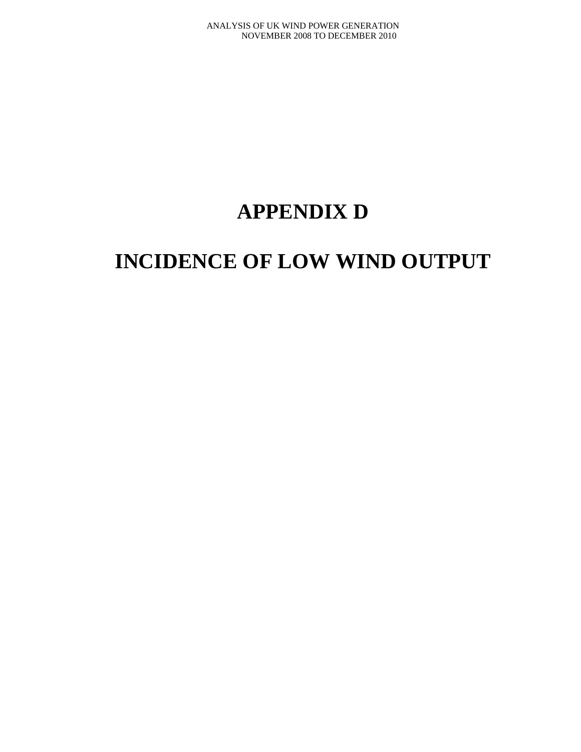# APPENDIX D

# INCIDENCE OF LOW WIND OUTPUT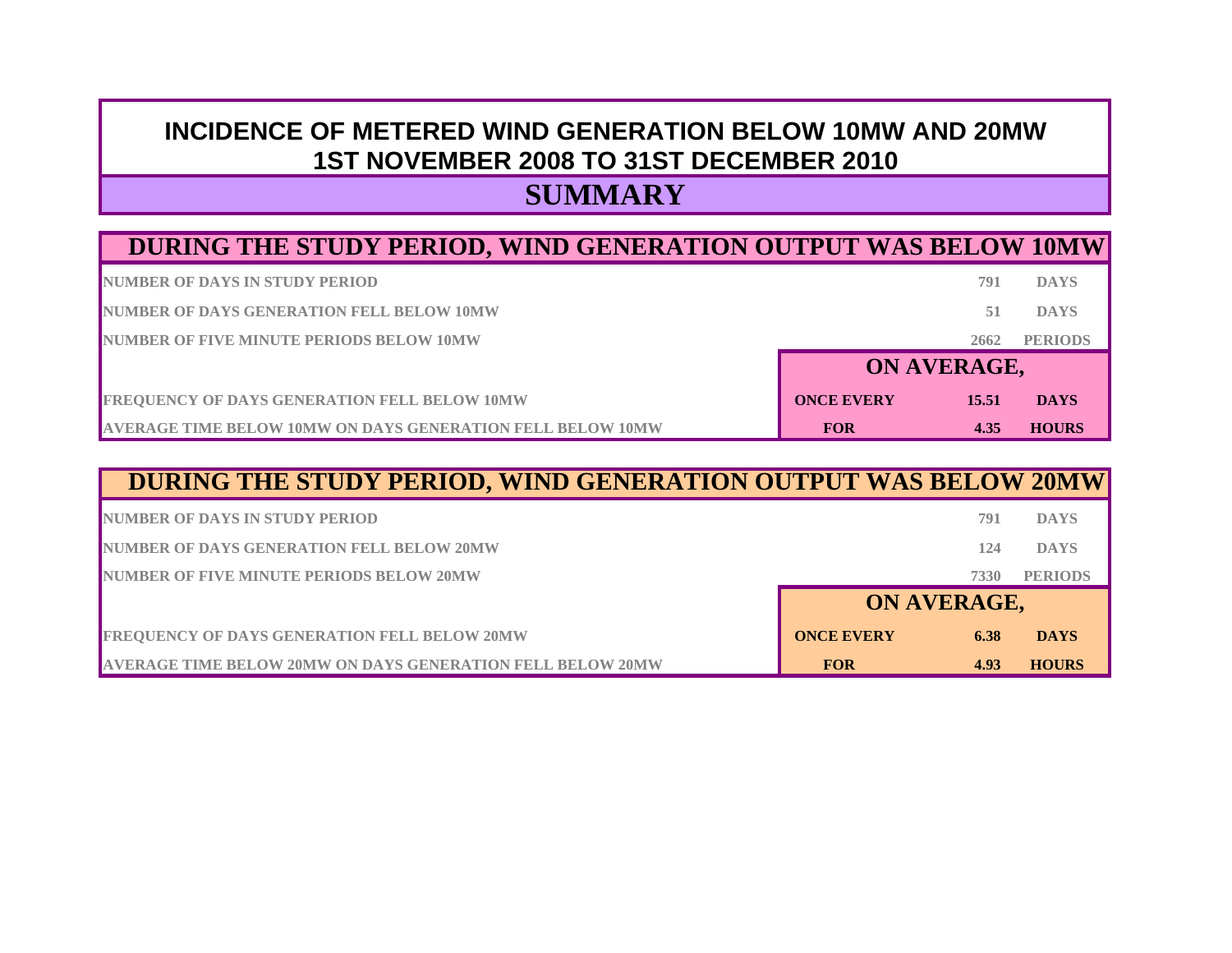# INCIDENCE OF METERED WIND GENERATION BELOW 10MW AND 20MW
# 1ST NOVEMBER 2008 TO 31ST DECEMBER 2010

## SUMMARY

### DURING THE STUDY PERIOD, WIND GENERATION OUTPUT WAS BELOW 10MW

| | | | |
|---|---|---|---|
| NUMBER OF DAYS IN STUDY PERIOD | | 791 | DAYS |
| NUMBER OF DAYS GENERATION FELL BELOW 10MW | | 51 | DAYS |
| NUMBER OF FIVE MINUTE PERIODS BELOW 10MW | | 2662 | PERIODS |
| | **ON AVERAGE,** | | |
| FREQUENCY OF DAYS GENERATION FELL BELOW 10MW | **ONCE EVERY** | **15.51** | **DAYS** |
| AVERAGE TIME BELOW 10MW ON DAYS GENERATION FELL BELOW 10MW | **FOR** | **4.35** | **HOURS** |

### DURING THE STUDY PERIOD, WIND GENERATION OUTPUT WAS BELOW 20MW

| | | | |
|---|---|---|---|
| NUMBER OF DAYS IN STUDY PERIOD | | 791 | DAYS |
| NUMBER OF DAYS GENERATION FELL BELOW 20MW | | 124 | DAYS |
| NUMBER OF FIVE MINUTE PERIODS BELOW 20MW | | 7330 | PERIODS |
| | **ON AVERAGE,** | | |
| FREQUENCY OF DAYS GENERATION FELL BELOW 20MW | **ONCE EVERY** | **6.38** | **DAYS** |
| AVERAGE TIME BELOW 20MW ON DAYS GENERATION FELL BELOW 20MW | **FOR** | **4.93** | **HOURS** |